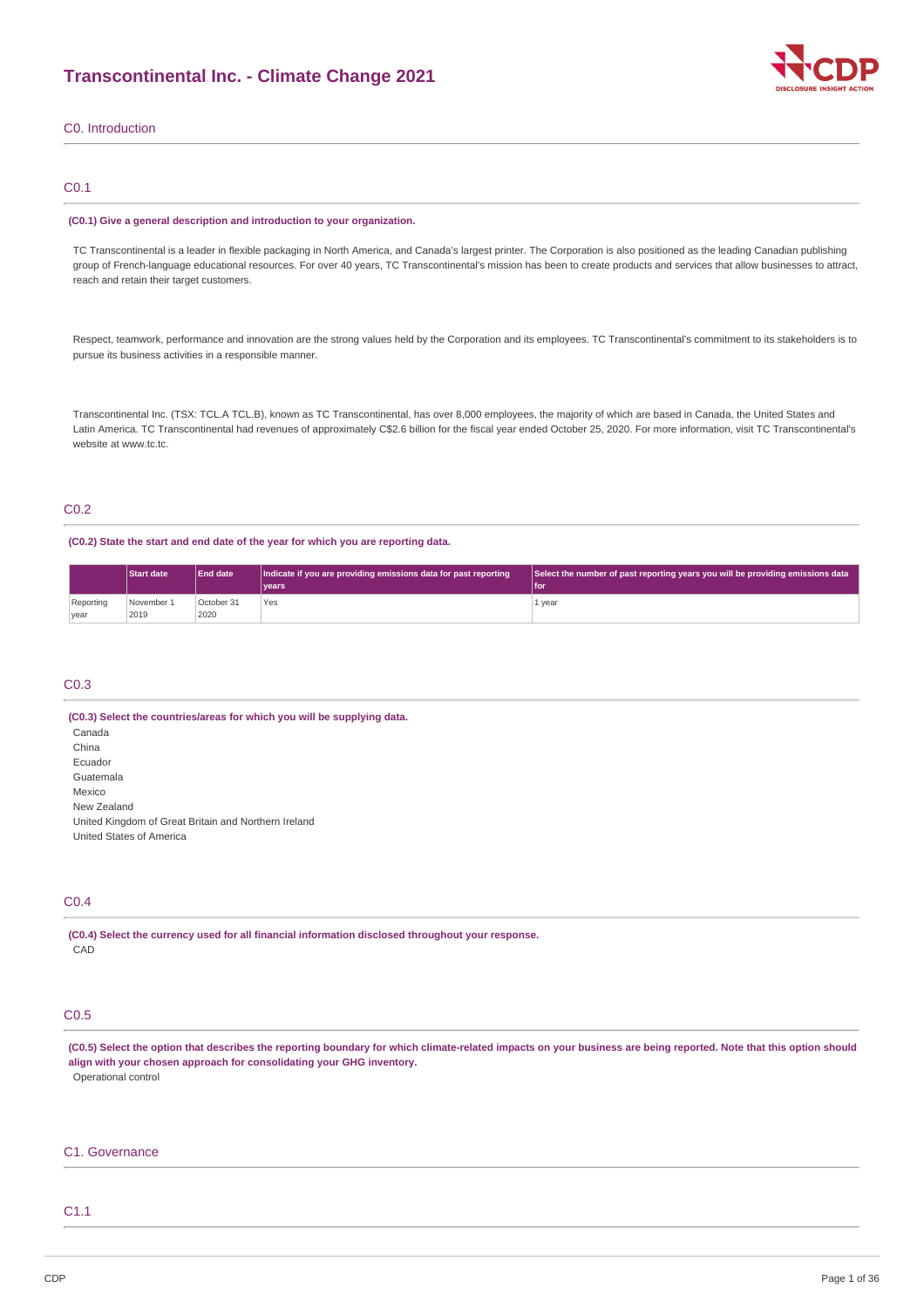# Transcontinental Inc. - Climate Change 2021

## C0. Introduction

### C0.1

**(C0.1) Give a general description and introduction to your organization.**

TC Transcontinental is a leader in flexible packaging in North America, and Canada's largest printer. The Corporation is also positioned as the leading Canadian publishing group of French-language educational resources. For over 40 years, TC Transcontinental's mission has been to create products and services that allow businesses to attract, reach and retain their target customers.

Respect, teamwork, performance and innovation are the strong values held by the Corporation and its employees. TC Transcontinental's commitment to its stakeholders is to pursue its business activities in a responsible manner.

Transcontinental Inc. (TSX: TCL.A TCL.B), known as TC Transcontinental, has over 8,000 employees, the majority of which are based in Canada, the United States and Latin America. TC Transcontinental had revenues of approximately C$2.6 billion for the fiscal year ended October 25, 2020. For more information, visit TC Transcontinental's website at www.tc.tc.

### C0.2

**(C0.2) State the start and end date of the year for which you are reporting data.**

| | Start date | End date | Indicate if you are providing emissions data for past reporting years | Select the number of past reporting years you will be providing emissions data for |
|---|---|---|---|---|
| Reporting year | November 1 2019 | October 31 2020 | Yes | 1 year |

### C0.3

**(C0.3) Select the countries/areas for which you will be supplying data.**

Canada
China
Ecuador
Guatemala
Mexico
New Zealand
United Kingdom of Great Britain and Northern Ireland
United States of America

### C0.4

**(C0.4) Select the currency used for all financial information disclosed throughout your response.**

CAD

### C0.5

**(C0.5) Select the option that describes the reporting boundary for which climate-related impacts on your business are being reported. Note that this option should align with your chosen approach for consolidating your GHG inventory.**

Operational control

## C1. Governance

### C1.1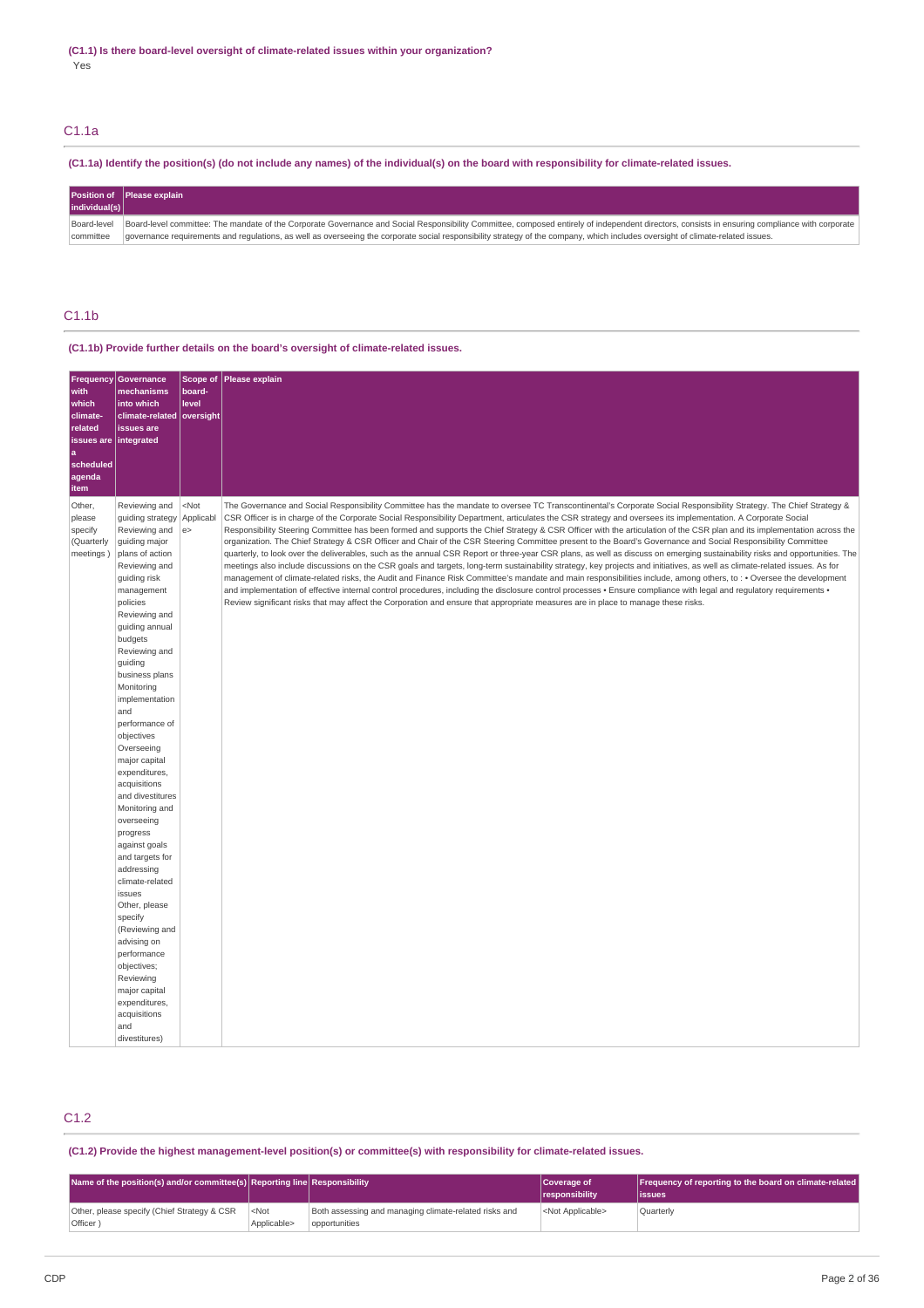**(C1.1) Is there board-level oversight of climate-related issues within your organization?**

Yes

## C1.1a

**(C1.1a) Identify the position(s) (do not include any names) of the individual(s) on the board with responsibility for climate-related issues.**

| Position of individual(s) | Please explain |
| --- | --- |
| Board-level committee | Board-level committee: The mandate of the Corporate Governance and Social Responsibility Committee, composed entirely of independent directors, consists in ensuring compliance with corporate governance requirements and regulations, as well as overseeing the corporate social responsibility strategy of the company, which includes oversight of climate-related issues. |

## C1.1b

**(C1.1b) Provide further details on the board's oversight of climate-related issues.**

| Frequency with which climate-related issues are a scheduled agenda item | Governance mechanisms into which climate-related issues are integrated | Scope of board-level oversight | Please explain |
| --- | --- | --- | --- |
| Other, please specify (Quarterly meetings ) | Reviewing and guiding strategy Reviewing and guiding major plans of action Reviewing and guiding risk management policies Reviewing and guiding annual budgets Reviewing and guiding business plans Monitoring implementation and performance of objectives Overseeing major capital expenditures, acquisitions and divestitures Monitoring and overseeing progress against goals and targets for addressing climate-related issues Other, please specify (Reviewing and advising on performance objectives; Reviewing major capital expenditures, acquisitions and divestitures) | <Not Applicable> | The Governance and Social Responsibility Committee has the mandate to oversee TC Transcontinental's Corporate Social Responsibility Strategy. The Chief Strategy & CSR Officer is in charge of the Corporate Social Responsibility Department, articulates the CSR strategy and oversees its implementation. A Corporate Social Responsibility Steering Committee has been formed and supports the Chief Strategy & CSR Officer with the articulation of the CSR plan and its implementation across the organization. The Chief Strategy & CSR Officer and Chair of the CSR Steering Committee present to the Board's Governance and Social Responsibility Committee quarterly, to look over the deliverables, such as the annual CSR Report or three-year CSR plans, as well as discuss on emerging sustainability risks and opportunities. The meetings also include discussions on the CSR goals and targets, long-term sustainability strategy, key projects and initiatives, as well as climate-related issues. As for management of climate-related risks, the Audit and Finance Risk Committee's mandate and main responsibilities include, among others, to : • Oversee the development and implementation of effective internal control procedures, including the disclosure control processes • Ensure compliance with legal and regulatory requirements • Review significant risks that may affect the Corporation and ensure that appropriate measures are in place to manage these risks. |

## C1.2

**(C1.2) Provide the highest management-level position(s) or committee(s) with responsibility for climate-related issues.**

| Name of the position(s) and/or committee(s) | Reporting line | Responsibility | Coverage of responsibility | Frequency of reporting to the board on climate-related issues |
| --- | --- | --- | --- | --- |
| Other, please specify (Chief Strategy & CSR Officer ) | <Not Applicable> | Both assessing and managing climate-related risks and opportunities | <Not Applicable> | Quarterly |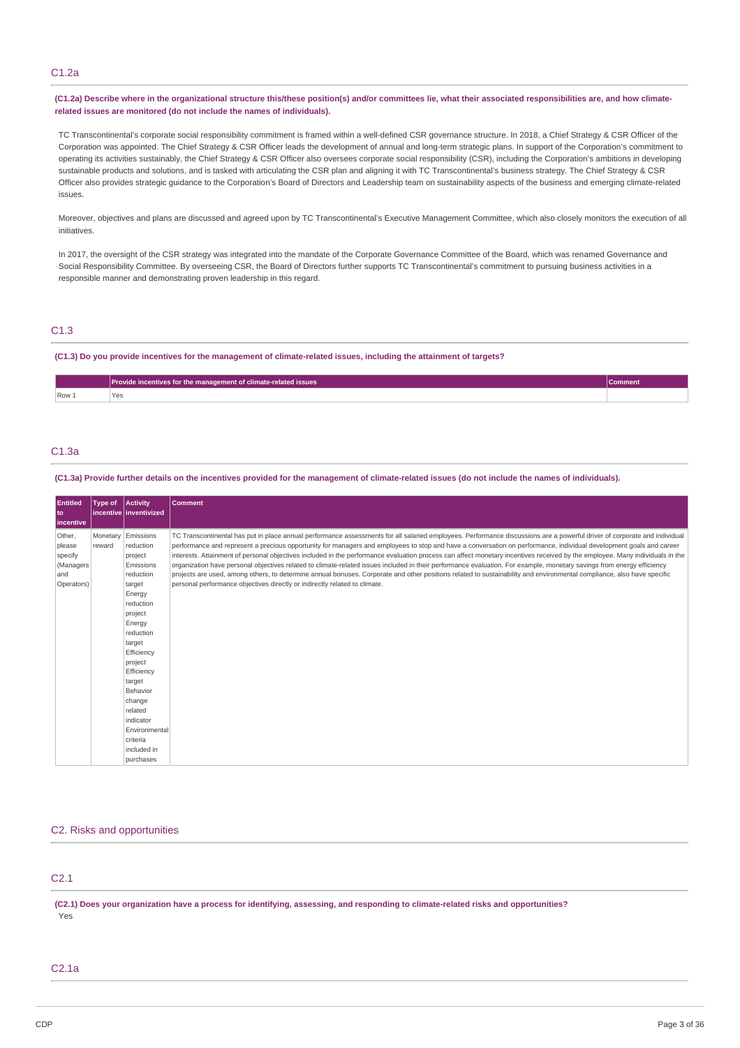## C1.2a

**(C1.2a) Describe where in the organizational structure this/these position(s) and/or committees lie, what their associated responsibilities are, and how climate-related issues are monitored (do not include the names of individuals).**

TC Transcontinental's corporate social responsibility commitment is framed within a well-defined CSR governance structure. In 2018, a Chief Strategy & CSR Officer of the Corporation was appointed. The Chief Strategy & CSR Officer leads the development of annual and long-term strategic plans. In support of the Corporation's commitment to operating its activities sustainably, the Chief Strategy & CSR Officer also oversees corporate social responsibility (CSR), including the Corporation's ambitions in developing sustainable products and solutions, and is tasked with articulating the CSR plan and aligning it with TC Transcontinental's business strategy. The Chief Strategy & CSR Officer also provides strategic guidance to the Corporation's Board of Directors and Leadership team on sustainability aspects of the business and emerging climate-related issues.

Moreover, objectives and plans are discussed and agreed upon by TC Transcontinental's Executive Management Committee, which also closely monitors the execution of all initiatives.

In 2017, the oversight of the CSR strategy was integrated into the mandate of the Corporate Governance Committee of the Board, which was renamed Governance and Social Responsibility Committee. By overseeing CSR, the Board of Directors further supports TC Transcontinental's commitment to pursuing business activities in a responsible manner and demonstrating proven leadership in this regard.

## C1.3

**(C1.3) Do you provide incentives for the management of climate-related issues, including the attainment of targets?**

| | Provide incentives for the management of climate-related issues | Comment |
|---|---|---|
| Row 1 | Yes | |

## C1.3a

**(C1.3a) Provide further details on the incentives provided for the management of climate-related issues (do not include the names of individuals).**

| Entitled to incentive | Type of incentive | Activity inventivized | Comment |
|---|---|---|---|
| Other, please specify (Managers and Operators) | Monetary reward | Emissions reduction project<br>Emissions reduction target<br>Energy reduction project<br>Energy reduction target<br>Efficiency project<br>Efficiency target<br>Behavior change related indicator<br>Environmental criteria included in purchases | TC Transcontinental has put in place annual performance assessments for all salaried employees. Performance discussions are a powerful driver of corporate and individual performance and represent a precious opportunity for managers and employees to stop and have a conversation on performance, individual development goals and career interests. Attainment of personal objectives included in the performance evaluation process can affect monetary incentives received by the employee. Many individuals in the organization have personal objectives related to climate-related issues included in their performance evaluation. For example, monetary savings from energy efficiency projects are used, among others, to determine annual bonuses. Corporate and other positions related to sustainability and environmental compliance, also have specific personal performance objectives directly or indirectly related to climate. |

## C2. Risks and opportunities

## C2.1

**(C2.1) Does your organization have a process for identifying, assessing, and responding to climate-related risks and opportunities?**

Yes

## C2.1a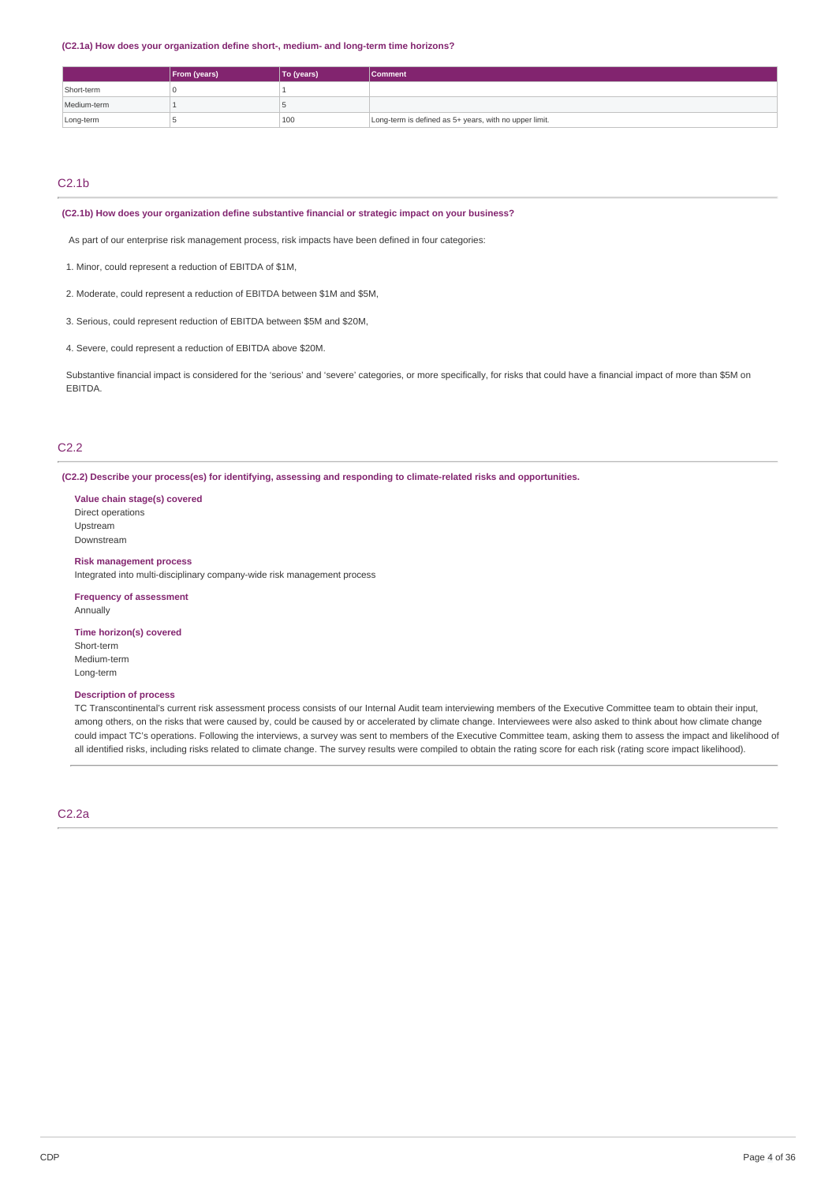**(C2.1a) How does your organization define short-, medium- and long-term time horizons?**

| | From (years) | To (years) | Comment |
|---|---|---|---|
| Short-term | 0 | 1 | |
| Medium-term | 1 | 5 | |
| Long-term | 5 | 100 | Long-term is defined as 5+ years, with no upper limit. |

## C2.1b

**(C2.1b) How does your organization define substantive financial or strategic impact on your business?**

As part of our enterprise risk management process, risk impacts have been defined in four categories:

1. Minor, could represent a reduction of EBITDA of $1M,

2. Moderate, could represent a reduction of EBITDA between $1M and $5M,

3. Serious, could represent reduction of EBITDA between $5M and $20M,

4. Severe, could represent a reduction of EBITDA above $20M.

Substantive financial impact is considered for the 'serious' and 'severe' categories, or more specifically, for risks that could have a financial impact of more than $5M on EBITDA.

## C2.2

**(C2.2) Describe your process(es) for identifying, assessing and responding to climate-related risks and opportunities.**

**Value chain stage(s) covered**
Direct operations
Upstream
Downstream

**Risk management process**
Integrated into multi-disciplinary company-wide risk management process

**Frequency of assessment**
Annually

**Time horizon(s) covered**
Short-term
Medium-term
Long-term

**Description of process**
TC Transcontinental's current risk assessment process consists of our Internal Audit team interviewing members of the Executive Committee team to obtain their input, among others, on the risks that were caused by, could be caused by or accelerated by climate change. Interviewees were also asked to think about how climate change could impact TC's operations. Following the interviews, a survey was sent to members of the Executive Committee team, asking them to assess the impact and likelihood of all identified risks, including risks related to climate change. The survey results were compiled to obtain the rating score for each risk (rating score impact likelihood).

## C2.2a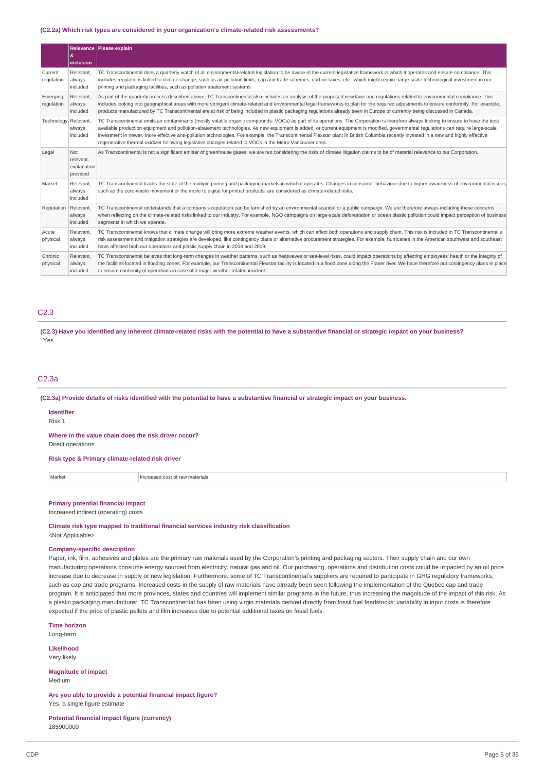### (C2.2a) Which risk types are considered in your organization's climate-related risk assessments?

| | Relevance & inclusion | Please explain |
|---|---|---|
| Current regulation | Relevant, always included | TC Transcontinental does a quarterly watch of all environmental-related legislation to be aware of the current legislative framework in which it operates and ensure compliance. This includes regulations linked to climate change, such as air pollution limits, cap and trade schemes, carbon taxes, etc., which might require large-scale technological investment in our printing and packaging facilities, such as pollution abatement systems. |
| Emerging regulation | Relevant, always included | As part of the quarterly process described above, TC Transcontinental also includes an analysis of the proposed new laws and regulations related to environmental compliance. This includes looking into geographical areas with more stringent climate-related and environmental legal frameworks to plan for the required adjustments to ensure conformity. For example, products manufactured by TC Transcontinental are at risk of being included in plastic packaging regulations already seen in Europe or currently being discussed in Canada. |
| Technology | Relevant, always included | TC Transcontinental emits air contaminants (mostly volatile organic compounds- VOCs) as part of its operations. The Corporation is therefore always looking to ensure to have the best available production equipment and pollution-abatement technologies. As new equipment is added, or current equipment is modified, governmental regulations can require large-scale investment in newer, more effective anti-pollution technologies. For example, the Transcontinental Flexstar plant in British Columbia recently invested in a new and highly effective regenerative thermal oxidizer following legislative changes related to VOCs in the Metro Vancouver area. |
| Legal | Not relevant, explanation provided | As Transcontinental is not a significant emitter of greenhouse gases, we are not considering the risks of climate litigation claims to be of material relevance to our Corporation. |
| Market | Relevant, always included | TC Transcontinental tracks the state of the multiple printing and packaging markets in which it operates. Changes in consumer behaviour due to higher awareness of environmental issues, such as the zero-waste movement or the move to digital for printed products, are considered as climate-related risks. |
| Reputation | Relevant, always included | TC Transcontinental understands that a company's reputation can be tarnished by an environmental scandal or a public campaign. We are therefore always including these concerns when reflecting on the climate-related risks linked to our industry. For example, NGO campaigns on large-scale deforestation or ocean plastic pollution could impact perception of business segments in which we operate. |
| Acute physical | Relevant, always included | TC Transcontinental knows that climate change will bring more extreme weather events, which can affect both operations and supply chain. This risk is included in TC Transcontinental's risk assessment and mitigation strategies are developed, like contingency plans or alternative procurement strategies. For example, hurricanes in the American southwest and southeast have affected both our operations and supply chain in 2018 and 2019. |
| Chronic physical | Relevant, always included | TC Transcontinental believes that long-term changes in weather patterns, such as heatwaves or sea-level rises, could impact operations by affecting employees' health or the integrity of the facilities located in flooding zones. For example, our Transcontinental Flexstar facility is located in a flood zone along the Fraser river. We have therefore put contingency plans in place to ensure continuity of operations in case of a major weather related incident. |

## C2.3

**(C2.3) Have you identified any inherent climate-related risks with the potential to have a substantive financial or strategic impact on your business?**

Yes

## C2.3a

**(C2.3a) Provide details of risks identified with the potential to have a substantive financial or strategic impact on your business.**

**Identifier**

Risk 1

**Where in the value chain does the risk driver occur?**

Direct operations

**Risk type & Primary climate-related risk driver**

| Market | Increased cost of raw materials |
|---|---|

**Primary potential financial impact**

Increased indirect (operating) costs

**Climate risk type mapped to traditional financial services industry risk classification**

<Not Applicable>

**Company-specific description**

Paper, ink, film, adhesives and plates are the primary raw materials used by the Corporation's printing and packaging sectors. Their supply chain and our own manufacturing operations consume energy sourced from electricity, natural gas and oil. Our purchasing, operations and distribution costs could be impacted by an oil price increase due to decrease in supply or new legislation. Furthermore, some of TC Transcontinental's suppliers are required to participate in GHG regulatory frameworks, such as cap and trade programs. Increased costs in the supply of raw materials have already been seen following the implementation of the Quebec cap and trade program. It is anticipated that more provinces, states and countries will implement similar programs in the future, thus increasing the magnitude of the impact of this risk. As a plastic packaging manufacturer, TC Transcontinental has been using virgin materials derived directly from fossil fuel feedstocks; variability in input costs is therefore expected if the price of plastic pellets and film increases due to potential additional taxes on fossil fuels.

**Time horizon**

Long-term

**Likelihood**

Very likely

**Magnitude of impact**

Medium

**Are you able to provide a potential financial impact figure?**

Yes, a single figure estimate

**Potential financial impact figure (currency)**

185900000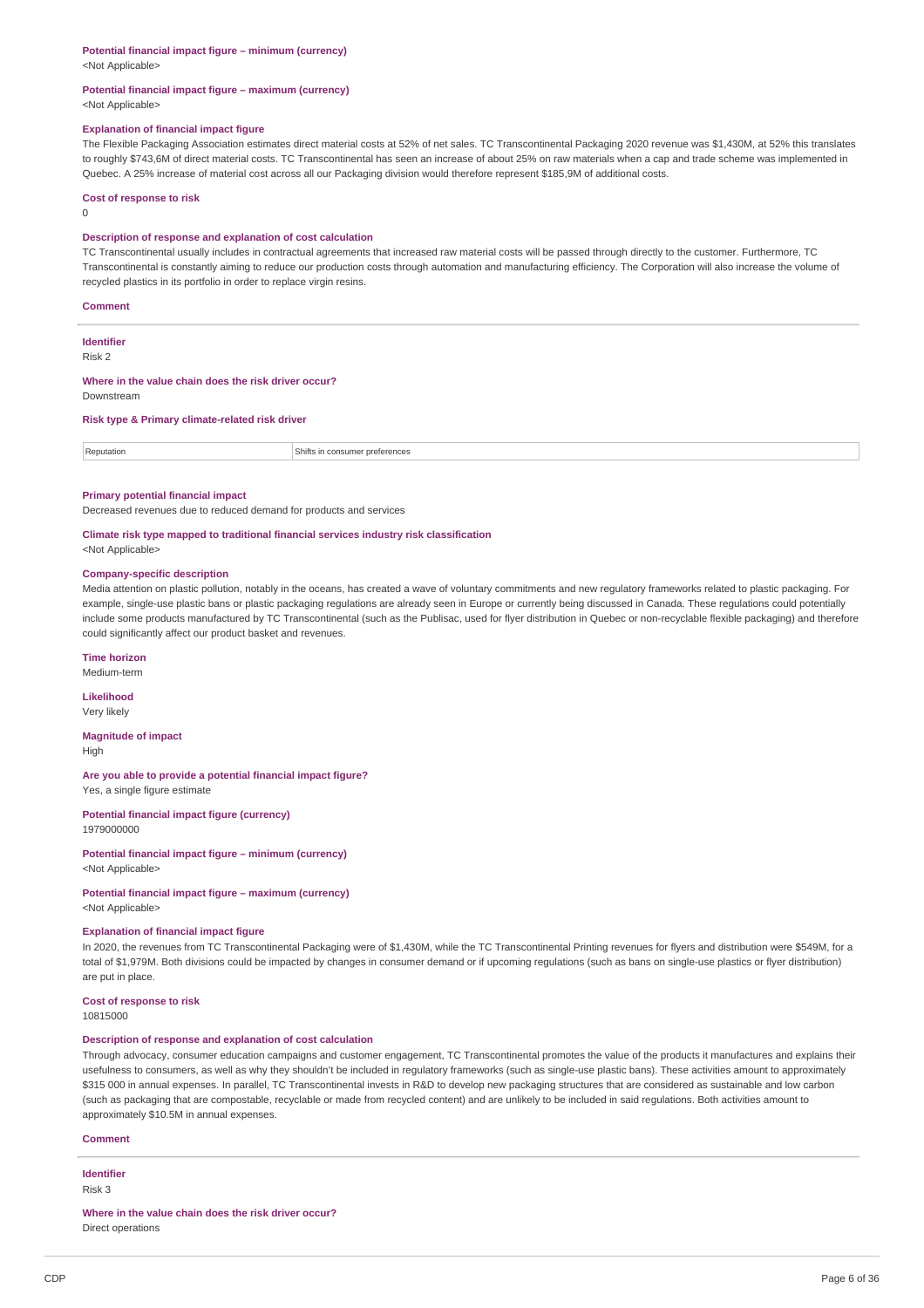**Potential financial impact figure – minimum (currency)**
<Not Applicable>

**Potential financial impact figure – maximum (currency)**
<Not Applicable>

**Explanation of financial impact figure**
The Flexible Packaging Association estimates direct material costs at 52% of net sales. TC Transcontinental Packaging 2020 revenue was $1,430M, at 52% this translates to roughly $743,6M of direct material costs. TC Transcontinental has seen an increase of about 25% on raw materials when a cap and trade scheme was implemented in Quebec. A 25% increase of material cost across all our Packaging division would therefore represent $185,9M of additional costs.

**Cost of response to risk**
0

**Description of response and explanation of cost calculation**
TC Transcontinental usually includes in contractual agreements that increased raw material costs will be passed through directly to the customer. Furthermore, TC Transcontinental is constantly aiming to reduce our production costs through automation and manufacturing efficiency. The Corporation will also increase the volume of recycled plastics in its portfolio in order to replace virgin resins.

**Comment**

---

**Identifier**
Risk 2

**Where in the value chain does the risk driver occur?**
Downstream

**Risk type & Primary climate-related risk driver**

| Reputation | Shifts in consumer preferences |
|---|---|

**Primary potential financial impact**
Decreased revenues due to reduced demand for products and services

**Climate risk type mapped to traditional financial services industry risk classification**
<Not Applicable>

**Company-specific description**
Media attention on plastic pollution, notably in the oceans, has created a wave of voluntary commitments and new regulatory frameworks related to plastic packaging. For example, single-use plastic bans or plastic packaging regulations are already seen in Europe or currently being discussed in Canada. These regulations could potentially include some products manufactured by TC Transcontinental (such as the Publisac, used for flyer distribution in Quebec or non-recyclable flexible packaging) and therefore could significantly affect our product basket and revenues.

**Time horizon**
Medium-term

**Likelihood**
Very likely

**Magnitude of impact**
High

**Are you able to provide a potential financial impact figure?**
Yes, a single figure estimate

**Potential financial impact figure (currency)**
1979000000

**Potential financial impact figure – minimum (currency)**
<Not Applicable>

**Potential financial impact figure – maximum (currency)**
<Not Applicable>

**Explanation of financial impact figure**
In 2020, the revenues from TC Transcontinental Packaging were of $1,430M, while the TC Transcontinental Printing revenues for flyers and distribution were $549M, for a total of $1,979M. Both divisions could be impacted by changes in consumer demand or if upcoming regulations (such as bans on single-use plastics or flyer distribution) are put in place.

**Cost of response to risk**
10815000

**Description of response and explanation of cost calculation**
Through advocacy, consumer education campaigns and customer engagement, TC Transcontinental promotes the value of the products it manufactures and explains their usefulness to consumers, as well as why they shouldn't be included in regulatory frameworks (such as single-use plastic bans). These activities amount to approximately $315 000 in annual expenses. In parallel, TC Transcontinental invests in R&D to develop new packaging structures that are considered as sustainable and low carbon (such as packaging that are compostable, recyclable or made from recycled content) and are unlikely to be included in said regulations. Both activities amount to approximately $10.5M in annual expenses.

**Comment**

---

**Identifier**
Risk 3

**Where in the value chain does the risk driver occur?**
Direct operations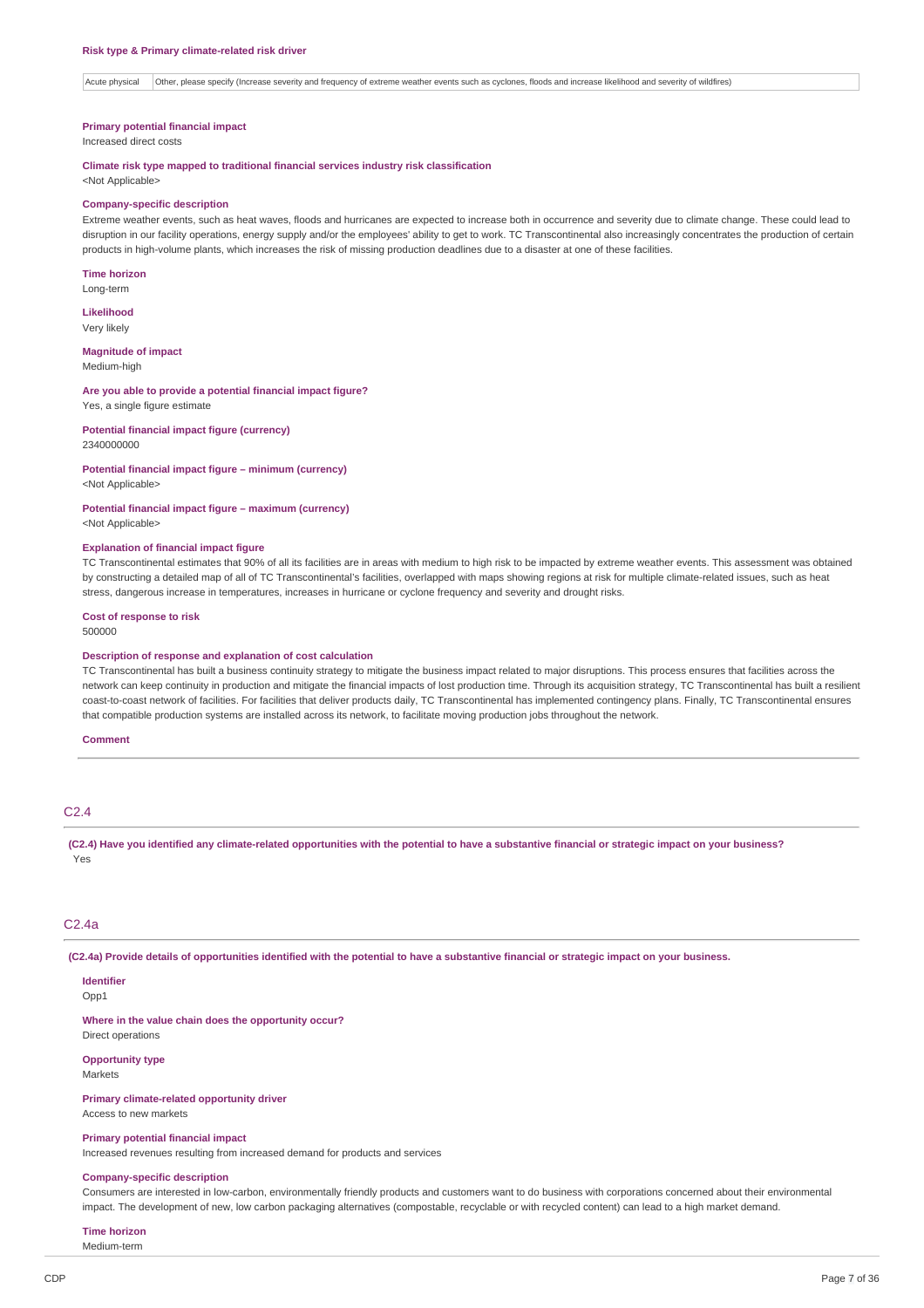**Risk type & Primary climate-related risk driver**

| Acute physical | Other, please specify (Increase severity and frequency of extreme weather events such as cyclones, floods and increase likelihood and severity of wildfires) |
|---|---|

**Primary potential financial impact**
Increased direct costs

**Climate risk type mapped to traditional financial services industry risk classification**
<Not Applicable>

**Company-specific description**
Extreme weather events, such as heat waves, floods and hurricanes are expected to increase both in occurrence and severity due to climate change. These could lead to disruption in our facility operations, energy supply and/or the employees' ability to get to work. TC Transcontinental also increasingly concentrates the production of certain products in high-volume plants, which increases the risk of missing production deadlines due to a disaster at one of these facilities.

**Time horizon**
Long-term

**Likelihood**
Very likely

**Magnitude of impact**
Medium-high

**Are you able to provide a potential financial impact figure?**
Yes, a single figure estimate

**Potential financial impact figure (currency)**
2340000000

**Potential financial impact figure – minimum (currency)**
<Not Applicable>

**Potential financial impact figure – maximum (currency)**
<Not Applicable>

**Explanation of financial impact figure**
TC Transcontinental estimates that 90% of all its facilities are in areas with medium to high risk to be impacted by extreme weather events. This assessment was obtained by constructing a detailed map of all of TC Transcontinental's facilities, overlapped with maps showing regions at risk for multiple climate-related issues, such as heat stress, dangerous increase in temperatures, increases in hurricane or cyclone frequency and severity and drought risks.

**Cost of response to risk**
500000

**Description of response and explanation of cost calculation**
TC Transcontinental has built a business continuity strategy to mitigate the business impact related to major disruptions. This process ensures that facilities across the network can keep continuity in production and mitigate the financial impacts of lost production time. Through its acquisition strategy, TC Transcontinental has built a resilient coast-to-coast network of facilities. For facilities that deliver products daily, TC Transcontinental has implemented contingency plans. Finally, TC Transcontinental ensures that compatible production systems are installed across its network, to facilitate moving production jobs throughout the network.

**Comment**

## C2.4

**(C2.4) Have you identified any climate-related opportunities with the potential to have a substantive financial or strategic impact on your business?**
Yes

## C2.4a

**(C2.4a) Provide details of opportunities identified with the potential to have a substantive financial or strategic impact on your business.**

**Identifier**
Opp1

**Where in the value chain does the opportunity occur?**
Direct operations

**Opportunity type**
Markets

**Primary climate-related opportunity driver**
Access to new markets

**Primary potential financial impact**
Increased revenues resulting from increased demand for products and services

**Company-specific description**
Consumers are interested in low-carbon, environmentally friendly products and customers want to do business with corporations concerned about their environmental impact. The development of new, low carbon packaging alternatives (compostable, recyclable or with recycled content) can lead to a high market demand.

**Time horizon**
Medium-term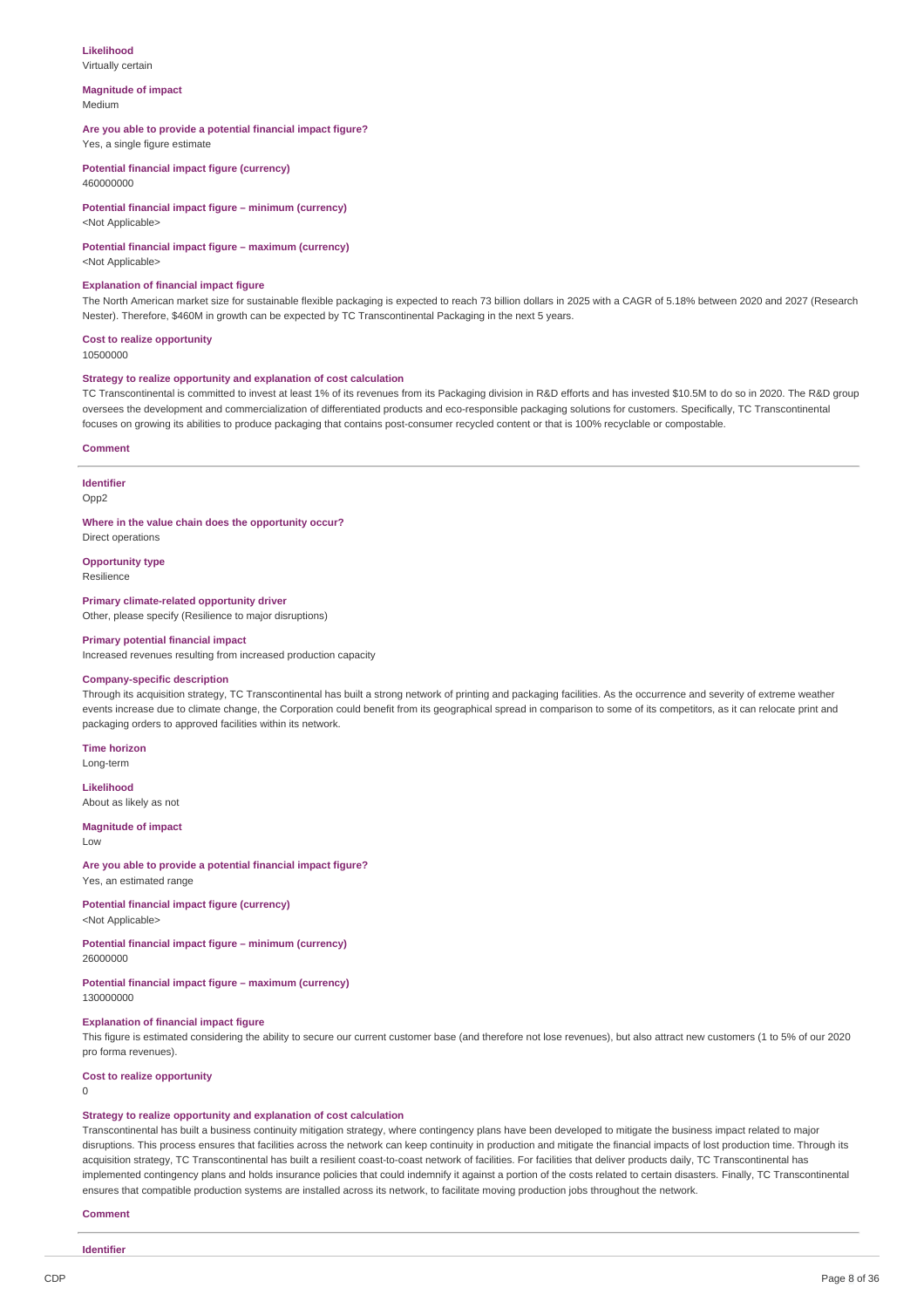**Likelihood**
Virtually certain

**Magnitude of impact**
Medium

**Are you able to provide a potential financial impact figure?**
Yes, a single figure estimate

**Potential financial impact figure (currency)**
460000000

**Potential financial impact figure – minimum (currency)**
<Not Applicable>

**Potential financial impact figure – maximum (currency)**
<Not Applicable>

**Explanation of financial impact figure**
The North American market size for sustainable flexible packaging is expected to reach 73 billion dollars in 2025 with a CAGR of 5.18% between 2020 and 2027 (Research Nester). Therefore, $460M in growth can be expected by TC Transcontinental Packaging in the next 5 years.

**Cost to realize opportunity**
10500000

**Strategy to realize opportunity and explanation of cost calculation**
TC Transcontinental is committed to invest at least 1% of its revenues from its Packaging division in R&D efforts and has invested $10.5M to do so in 2020. The R&D group oversees the development and commercialization of differentiated products and eco-responsible packaging solutions for customers. Specifically, TC Transcontinental focuses on growing its abilities to produce packaging that contains post-consumer recycled content or that is 100% recyclable or compostable.

**Comment**

---

**Identifier**
Opp2

**Where in the value chain does the opportunity occur?**
Direct operations

**Opportunity type**
Resilience

**Primary climate-related opportunity driver**
Other, please specify (Resilience to major disruptions)

**Primary potential financial impact**
Increased revenues resulting from increased production capacity

**Company-specific description**
Through its acquisition strategy, TC Transcontinental has built a strong network of printing and packaging facilities. As the occurrence and severity of extreme weather events increase due to climate change, the Corporation could benefit from its geographical spread in comparison to some of its competitors, as it can relocate print and packaging orders to approved facilities within its network.

**Time horizon**
Long-term

**Likelihood**
About as likely as not

**Magnitude of impact**
Low

**Are you able to provide a potential financial impact figure?**
Yes, an estimated range

**Potential financial impact figure (currency)**
<Not Applicable>

**Potential financial impact figure – minimum (currency)**
26000000

**Potential financial impact figure – maximum (currency)**
130000000

**Explanation of financial impact figure**
This figure is estimated considering the ability to secure our current customer base (and therefore not lose revenues), but also attract new customers (1 to 5% of our 2020 pro forma revenues).

**Cost to realize opportunity**
0

**Strategy to realize opportunity and explanation of cost calculation**
Transcontinental has built a business continuity mitigation strategy, where contingency plans have been developed to mitigate the business impact related to major disruptions. This process ensures that facilities across the network can keep continuity in production and mitigate the financial impacts of lost production time. Through its acquisition strategy, TC Transcontinental has built a resilient coast-to-coast network of facilities. For facilities that deliver products daily, TC Transcontinental has implemented contingency plans and holds insurance policies that could indemnify it against a portion of the costs related to certain disasters. Finally, TC Transcontinental ensures that compatible production systems are installed across its network, to facilitate moving production jobs throughout the network.

**Comment**

---

**Identifier**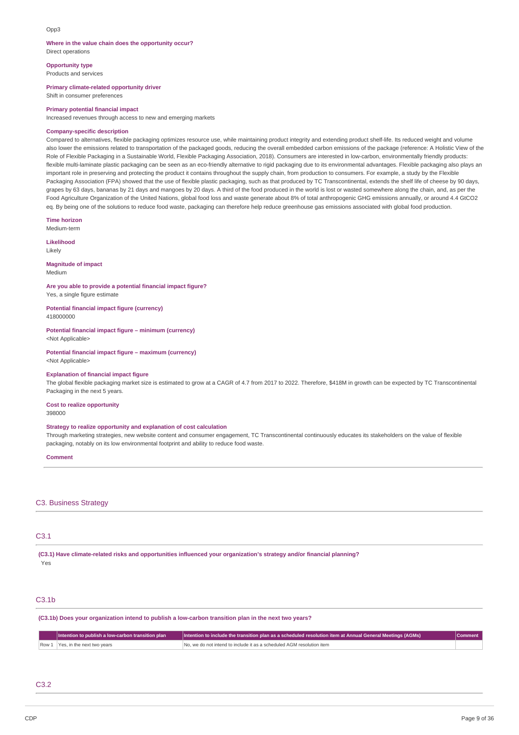Opp3

**Where in the value chain does the opportunity occur?**
Direct operations

**Opportunity type**
Products and services

**Primary climate-related opportunity driver**
Shift in consumer preferences

**Primary potential financial impact**
Increased revenues through access to new and emerging markets

**Company-specific description**
Compared to alternatives, flexible packaging optimizes resource use, while maintaining product integrity and extending product shelf-life. Its reduced weight and volume also lower the emissions related to transportation of the packaged goods, reducing the overall embedded carbon emissions of the package (reference: A Holistic View of the Role of Flexible Packaging in a Sustainable World, Flexible Packaging Association, 2018). Consumers are interested in low-carbon, environmentally friendly products: flexible multi-laminate plastic packaging can be seen as an eco-friendly alternative to rigid packaging due to its environmental advantages. Flexible packaging also plays an important role in preserving and protecting the product it contains throughout the supply chain, from production to consumers. For example, a study by the Flexible Packaging Association (FPA) showed that the use of flexible plastic packaging, such as that produced by TC Transcontinental, extends the shelf life of cheese by 90 days, grapes by 63 days, bananas by 21 days and mangoes by 20 days. A third of the food produced in the world is lost or wasted somewhere along the chain, and, as per the Food Agriculture Organization of the United Nations, global food loss and waste generate about 8% of total anthropogenic GHG emissions annually, or around 4.4 GtCO2 eq. By being one of the solutions to reduce food waste, packaging can therefore help reduce greenhouse gas emissions associated with global food production.

**Time horizon**
Medium-term

**Likelihood**
Likely

**Magnitude of impact**
Medium

**Are you able to provide a potential financial impact figure?**
Yes, a single figure estimate

**Potential financial impact figure (currency)**
418000000

**Potential financial impact figure – minimum (currency)**
<Not Applicable>

**Potential financial impact figure – maximum (currency)**
<Not Applicable>

**Explanation of financial impact figure**
The global flexible packaging market size is estimated to grow at a CAGR of 4.7 from 2017 to 2022. Therefore, $418M in growth can be expected by TC Transcontinental Packaging in the next 5 years.

**Cost to realize opportunity**
398000

**Strategy to realize opportunity and explanation of cost calculation**
Through marketing strategies, new website content and consumer engagement, TC Transcontinental continuously educates its stakeholders on the value of flexible packaging, notably on its low environmental footprint and ability to reduce food waste.

**Comment**

## C3. Business Strategy

### C3.1

**(C3.1) Have climate-related risks and opportunities influenced your organization's strategy and/or financial planning?**
Yes

### C3.1b

**(C3.1b) Does your organization intend to publish a low-carbon transition plan in the next two years?**

| | Intention to publish a low-carbon transition plan | Intention to include the transition plan as a scheduled resolution item at Annual General Meetings (AGMs) | Comment |
|---|---|---|---|
| Row 1 | Yes, in the next two years | No, we do not intend to include it as a scheduled AGM resolution item | |

### C3.2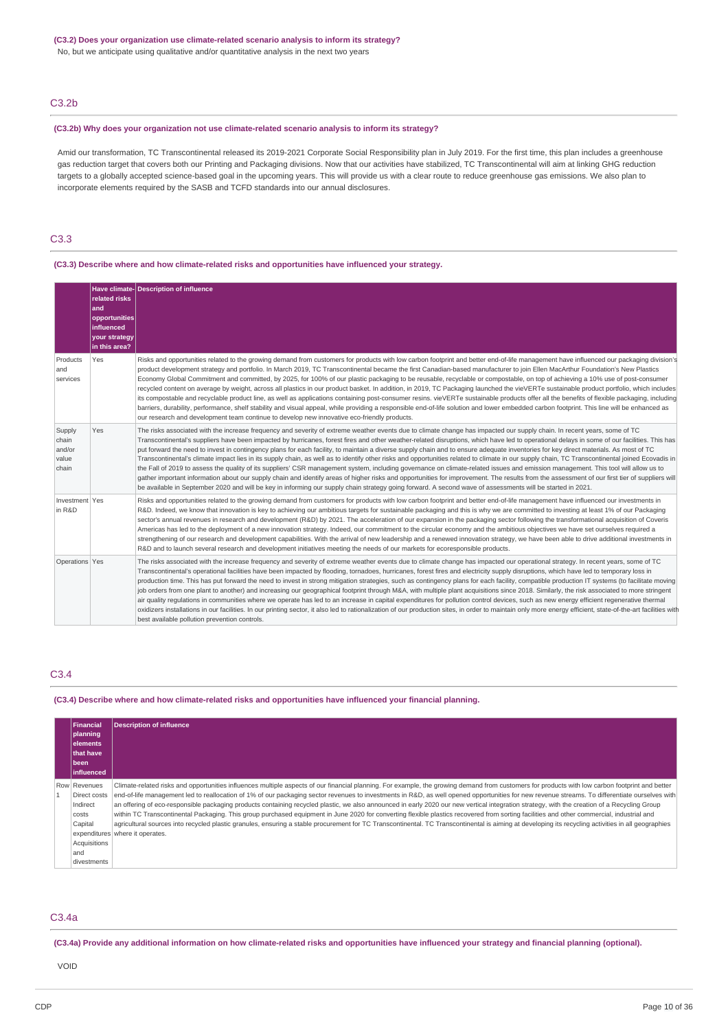**(C3.2) Does your organization use climate-related scenario analysis to inform its strategy?**

No, but we anticipate using qualitative and/or quantitative analysis in the next two years

## C3.2b

**(C3.2b) Why does your organization not use climate-related scenario analysis to inform its strategy?**

Amid our transformation, TC Transcontinental released its 2019-2021 Corporate Social Responsibility plan in July 2019. For the first time, this plan includes a greenhouse gas reduction target that covers both our Printing and Packaging divisions. Now that our activities have stabilized, TC Transcontinental will aim at linking GHG reduction targets to a globally accepted science-based goal in the upcoming years. This will provide us with a clear route to reduce greenhouse gas emissions. We also plan to incorporate elements required by the SASB and TCFD standards into our annual disclosures.

## C3.3

**(C3.3) Describe where and how climate-related risks and opportunities have influenced your strategy.**

| | Have climate-related risks and opportunities influenced your strategy in this area? | Description of influence |
|---|---|---|
| Products and services | Yes | Risks and opportunities related to the growing demand from customers for products with low carbon footprint and better end-of-life management have influenced our packaging division's product development strategy and portfolio. In March 2019, TC Transcontinental became the first Canadian-based manufacturer to join Ellen MacArthur Foundation's New Plastics Economy Global Commitment and committed, by 2025, for 100% of our plastic packaging to be reusable, recyclable or compostable, on top of achieving a 10% use of post-consumer recycled content on average by weight, across all plastics in our product basket. In addition, in 2019, TC Packaging launched the vieVERTe sustainable product portfolio, which includes its compostable and recyclable product line, as well as applications containing post-consumer resins. vieVERTe sustainable products offer all the benefits of flexible packaging, including barriers, durability, performance, shelf stability and visual appeal, while providing a responsible end-of-life solution and lower embedded carbon footprint. This line will be enhanced as our research and development team continue to develop new innovative eco-friendly products. |
| Supply chain and/or value chain | Yes | The risks associated with the increase frequency and severity of extreme weather events due to climate change has impacted our supply chain. In recent years, some of TC Transcontinental's suppliers have been impacted by hurricanes, forest fires and other weather-related disruptions, which have led to operational delays in some of our facilities. This has put forward the need to invest in contingency plans for each facility, to maintain a diverse supply chain and to ensure adequate inventories for key direct materials. As most of TC Transcontinental's climate impact lies in its supply chain, as well as to identify other risks and opportunities related to climate in our supply chain, TC Transcontinental joined Ecovadis in the Fall of 2019 to assess the quality of its suppliers' CSR management system, including governance on climate-related issues and emission management. This tool will allow us to gather important information about our supply chain and identify areas of higher risks and opportunities for improvement. The results from the assessment of our first tier of suppliers will be available in September 2020 and will be key in informing our supply chain strategy going forward. A second wave of assessments will be started in 2021. |
| Investment in R&D | Yes | Risks and opportunities related to the growing demand from customers for products with low carbon footprint and better end-of-life management have influenced our investments in R&D. Indeed, we know that innovation is key to achieving our ambitious targets for sustainable packaging and this is why we are committed to investing at least 1% of our Packaging sector's annual revenues in research and development (R&D) by 2021. The acceleration of our expansion in the packaging sector following the transformational acquisition of Coveris Americas has led to the deployment of a new innovation strategy. Indeed, our commitment to the circular economy and the ambitious objectives we have set ourselves required a strengthening of our research and development capabilities. With the arrival of new leadership and a renewed innovation strategy, we have been able to drive additional investments in R&D and to launch several research and development initiatives meeting the needs of our markets for ecoresponsible products. |
| Operations | Yes | The risks associated with the increase frequency and severity of extreme weather events due to climate change has impacted our operational strategy. In recent years, some of TC Transcontinental's operational facilities have been impacted by flooding, tornadoes, hurricanes, forest fires and electricity supply disruptions, which have led to temporary loss in production time. This has put forward the need to invest in strong mitigation strategies, such as contingency plans for each facility, compatible production IT systems (to facilitate moving job orders from one plant to another) and increasing our geographical footprint through M&A, with multiple plant acquisitions since 2018. Similarly, the risk associated to more stringent air quality regulations in communities where we operate has led to an increase in capital expenditures for pollution control devices, such as new energy efficient regenerative thermal oxidizers installations in our facilities. In our printing sector, it also led to rationalization of our production sites, in order to maintain only more energy efficient, state-of-the-art facilities with best available pollution prevention controls. |

## C3.4

**(C3.4) Describe where and how climate-related risks and opportunities have influenced your financial planning.**

| | Financial planning elements that have been influenced | Description of influence |
|---|---|---|
| Row 1 | Revenues<br>Direct costs<br>Indirect costs<br>Capital expenditures<br>Acquisitions and divestments | Climate-related risks and opportunities influences multiple aspects of our financial planning. For example, the growing demand from customers for products with low carbon footprint and better end-of-life management led to reallocation of 1% of our packaging sector revenues to investments in R&D, as well opened opportunities for new revenue streams. To differentiate ourselves with an offering of eco-responsible packaging products containing recycled plastic, we also announced in early 2020 our new vertical integration strategy, with the creation of a Recycling Group within TC Transcontinental Packaging. This group purchased equipment in June 2020 for converting flexible plastics recovered from sorting facilities and other commercial, industrial and agricultural sources into recycled plastic granules, ensuring a stable procurement for TC Transcontinental. TC Transcontinental is aiming at developing its recycling activities in all geographies where it operates. |

## C3.4a

**(C3.4a) Provide any additional information on how climate-related risks and opportunities have influenced your strategy and financial planning (optional).**

VOID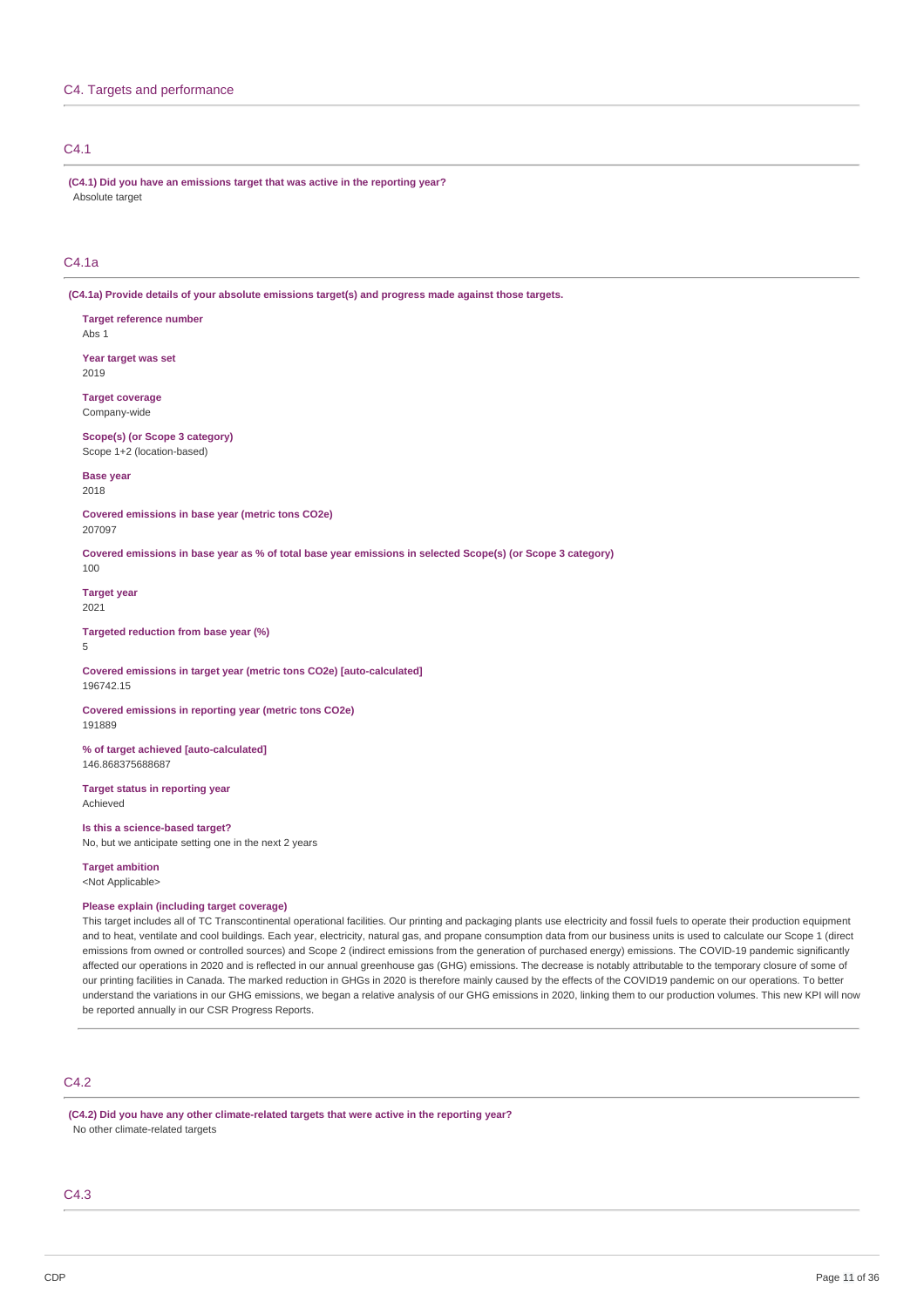# C4. Targets and performance

## C4.1

**(C4.1) Did you have an emissions target that was active in the reporting year?**

Absolute target

## C4.1a

**(C4.1a) Provide details of your absolute emissions target(s) and progress made against those targets.**

**Target reference number**
Abs 1

**Year target was set**
2019

**Target coverage**
Company-wide

**Scope(s) (or Scope 3 category)**
Scope 1+2 (location-based)

**Base year**
2018

**Covered emissions in base year (metric tons CO2e)**
207097

**Covered emissions in base year as % of total base year emissions in selected Scope(s) (or Scope 3 category)**
100

**Target year**
2021

**Targeted reduction from base year (%)**
5

**Covered emissions in target year (metric tons CO2e) [auto-calculated]**
196742.15

**Covered emissions in reporting year (metric tons CO2e)**
191889

**% of target achieved [auto-calculated]**
146.868375688687

**Target status in reporting year**
Achieved

**Is this a science-based target?**
No, but we anticipate setting one in the next 2 years

**Target ambition**
<Not Applicable>

**Please explain (including target coverage)**
This target includes all of TC Transcontinental operational facilities. Our printing and packaging plants use electricity and fossil fuels to operate their production equipment and to heat, ventilate and cool buildings. Each year, electricity, natural gas, and propane consumption data from our business units is used to calculate our Scope 1 (direct emissions from owned or controlled sources) and Scope 2 (indirect emissions from the generation of purchased energy) emissions. The COVID-19 pandemic significantly affected our operations in 2020 and is reflected in our annual greenhouse gas (GHG) emissions. The decrease is notably attributable to the temporary closure of some of our printing facilities in Canada. The marked reduction in GHGs in 2020 is therefore mainly caused by the effects of the COVID19 pandemic on our operations. To better understand the variations in our GHG emissions, we began a relative analysis of our GHG emissions in 2020, linking them to our production volumes. This new KPI will now be reported annually in our CSR Progress Reports.

## C4.2

**(C4.2) Did you have any other climate-related targets that were active in the reporting year?**

No other climate-related targets

## C4.3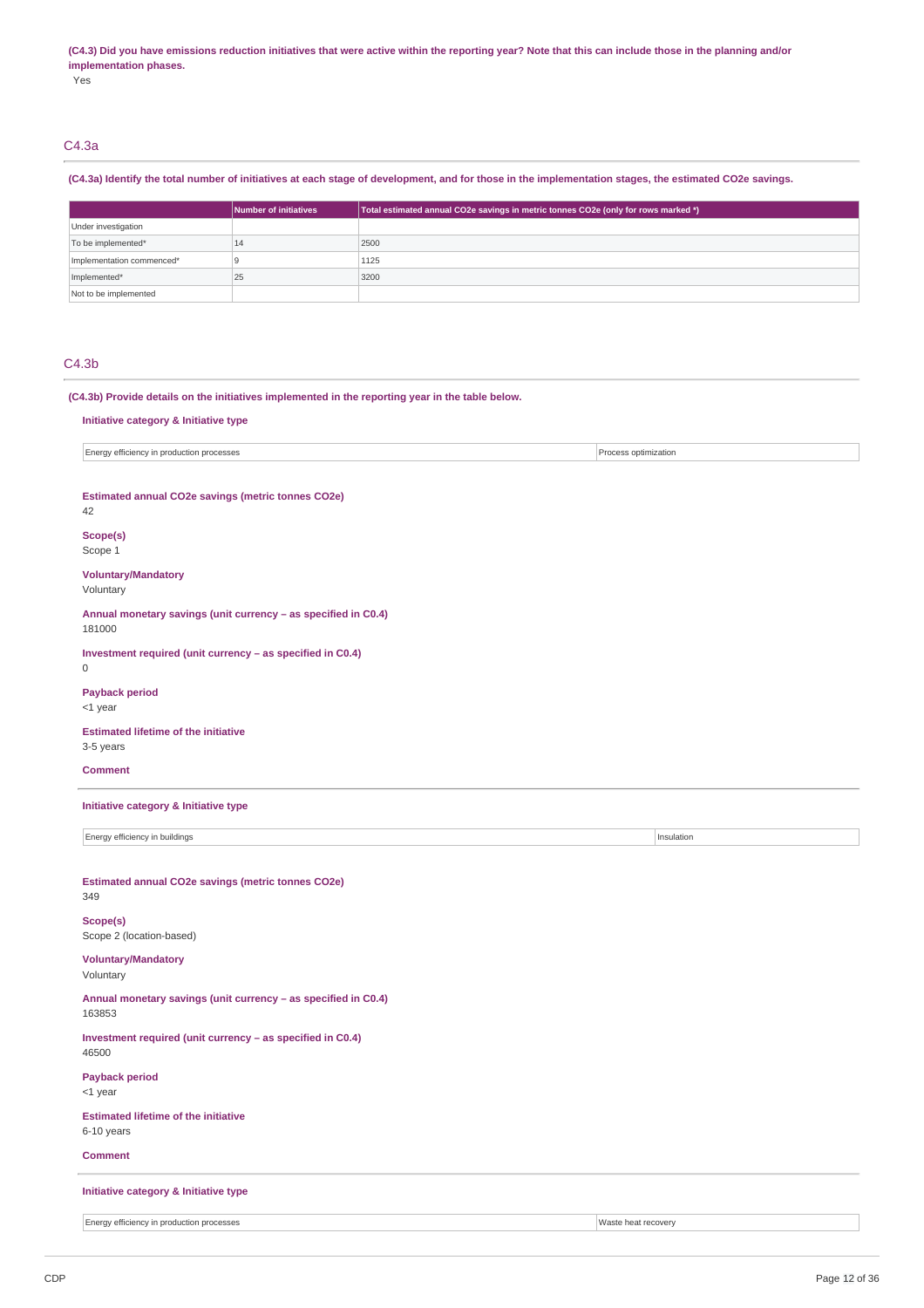**(C4.3) Did you have emissions reduction initiatives that were active within the reporting year? Note that this can include those in the planning and/or implementation phases.**

Yes

## C4.3a

**(C4.3a) Identify the total number of initiatives at each stage of development, and for those in the implementation stages, the estimated CO2e savings.**

| | Number of initiatives | Total estimated annual CO2e savings in metric tonnes CO2e (only for rows marked *) |
|---|---|---|
| Under investigation | | |
| To be implemented* | 14 | 2500 |
| Implementation commenced* | 9 | 1125 |
| Implemented* | 25 | 3200 |
| Not to be implemented | | |

## C4.3b

**(C4.3b) Provide details on the initiatives implemented in the reporting year in the table below.**

**Initiative category & Initiative type**

| Energy efficiency in production processes | Process optimization |
|---|---|

**Estimated annual CO2e savings (metric tonnes CO2e)**

42

**Scope(s)**

Scope 1

**Voluntary/Mandatory**

Voluntary

**Annual monetary savings (unit currency – as specified in C0.4)**

181000

**Investment required (unit currency – as specified in C0.4)**

0

**Payback period**

<1 year

**Estimated lifetime of the initiative**

3-5 years

**Comment**

**Initiative category & Initiative type**

| Energy efficiency in buildings | Insulation |
|---|---|

**Estimated annual CO2e savings (metric tonnes CO2e)**

349

**Scope(s)**

Scope 2 (location-based)

**Voluntary/Mandatory**

Voluntary

**Annual monetary savings (unit currency – as specified in C0.4)**

163853

**Investment required (unit currency – as specified in C0.4)**

46500

**Payback period**

<1 year

**Estimated lifetime of the initiative**

6-10 years

**Comment**

**Initiative category & Initiative type**

| Energy efficiency in production processes | Waste heat recovery |
|---|---|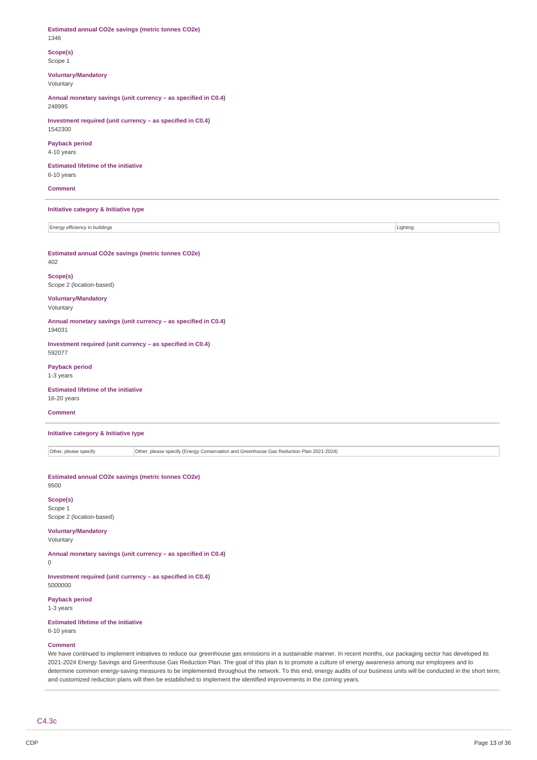**Estimated annual CO2e savings (metric tonnes CO2e)**
1346

**Scope(s)**
Scope 1

**Voluntary/Mandatory**
Voluntary

**Annual monetary savings (unit currency – as specified in C0.4)**
248995

**Investment required (unit currency – as specified in C0.4)**
1542300

**Payback period**
4-10 years

**Estimated lifetime of the initiative**
6-10 years

**Comment**

---

**Initiative category & Initiative type**

| Energy efficiency in buildings | Lighting |
|---|---|

**Estimated annual CO2e savings (metric tonnes CO2e)**
402

**Scope(s)**
Scope 2 (location-based)

**Voluntary/Mandatory**
Voluntary

**Annual monetary savings (unit currency – as specified in C0.4)**
194031

**Investment required (unit currency – as specified in C0.4)**
592077

**Payback period**
1-3 years

**Estimated lifetime of the initiative**
16-20 years

**Comment**

---

**Initiative category & Initiative type**

| Other, please specify | Other, please specify (Energy Conservation and Greenhouse Gas Reduction Plan 2021-2024) |
|---|---|

**Estimated annual CO2e savings (metric tonnes CO2e)**
9500

**Scope(s)**
Scope 1
Scope 2 (location-based)

**Voluntary/Mandatory**
Voluntary

**Annual monetary savings (unit currency – as specified in C0.4)**
0

**Investment required (unit currency – as specified in C0.4)**
5000000

**Payback period**
1-3 years

**Estimated lifetime of the initiative**
6-10 years

**Comment**
We have continued to implement initiatives to reduce our greenhouse gas emissions in a sustainable manner. In recent months, our packaging sector has developed its 2021-2024 Energy Savings and Greenhouse Gas Reduction Plan. The goal of this plan is to promote a culture of energy awareness among our employees and to determine common energy-saving measures to be implemented throughout the network. To this end, energy audits of our business units will be conducted in the short term, and customized reduction plans will then be established to implement the identified improvements in the coming years.

---

C4.3c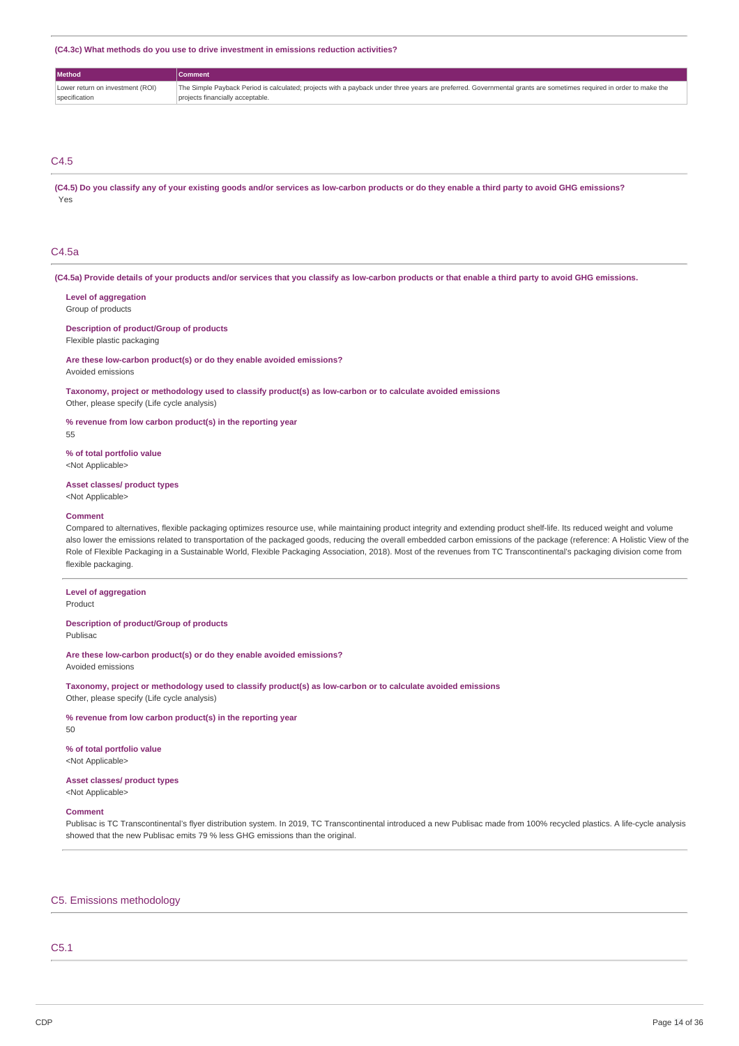**(C4.3c) What methods do you use to drive investment in emissions reduction activities?**

| Method | Comment |
| --- | --- |
| Lower return on investment (ROI) specification | The Simple Payback Period is calculated; projects with a payback under three years are preferred. Governmental grants are sometimes required in order to make the projects financially acceptable. |

## C4.5

**(C4.5) Do you classify any of your existing goods and/or services as low-carbon products or do they enable a third party to avoid GHG emissions?**

Yes

## C4.5a

**(C4.5a) Provide details of your products and/or services that you classify as low-carbon products or that enable a third party to avoid GHG emissions.**

**Level of aggregation**
Group of products

**Description of product/Group of products**
Flexible plastic packaging

**Are these low-carbon product(s) or do they enable avoided emissions?**
Avoided emissions

**Taxonomy, project or methodology used to classify product(s) as low-carbon or to calculate avoided emissions**
Other, please specify (Life cycle analysis)

**% revenue from low carbon product(s) in the reporting year**
55

**% of total portfolio value**
<Not Applicable>

**Asset classes/ product types**
<Not Applicable>

**Comment**
Compared to alternatives, flexible packaging optimizes resource use, while maintaining product integrity and extending product shelf-life. Its reduced weight and volume also lower the emissions related to transportation of the packaged goods, reducing the overall embedded carbon emissions of the package (reference: A Holistic View of the Role of Flexible Packaging in a Sustainable World, Flexible Packaging Association, 2018). Most of the revenues from TC Transcontinental's packaging division come from flexible packaging.

---

**Level of aggregation**
Product

**Description of product/Group of products**
Publisac

**Are these low-carbon product(s) or do they enable avoided emissions?**
Avoided emissions

**Taxonomy, project or methodology used to classify product(s) as low-carbon or to calculate avoided emissions**
Other, please specify (Life cycle analysis)

**% revenue from low carbon product(s) in the reporting year**
50

**% of total portfolio value**
<Not Applicable>

**Asset classes/ product types**
<Not Applicable>

**Comment**
Publisac is TC Transcontinental's flyer distribution system. In 2019, TC Transcontinental introduced a new Publisac made from 100% recycled plastics. A life-cycle analysis showed that the new Publisac emits 79 % less GHG emissions than the original.

# C5. Emissions methodology

## C5.1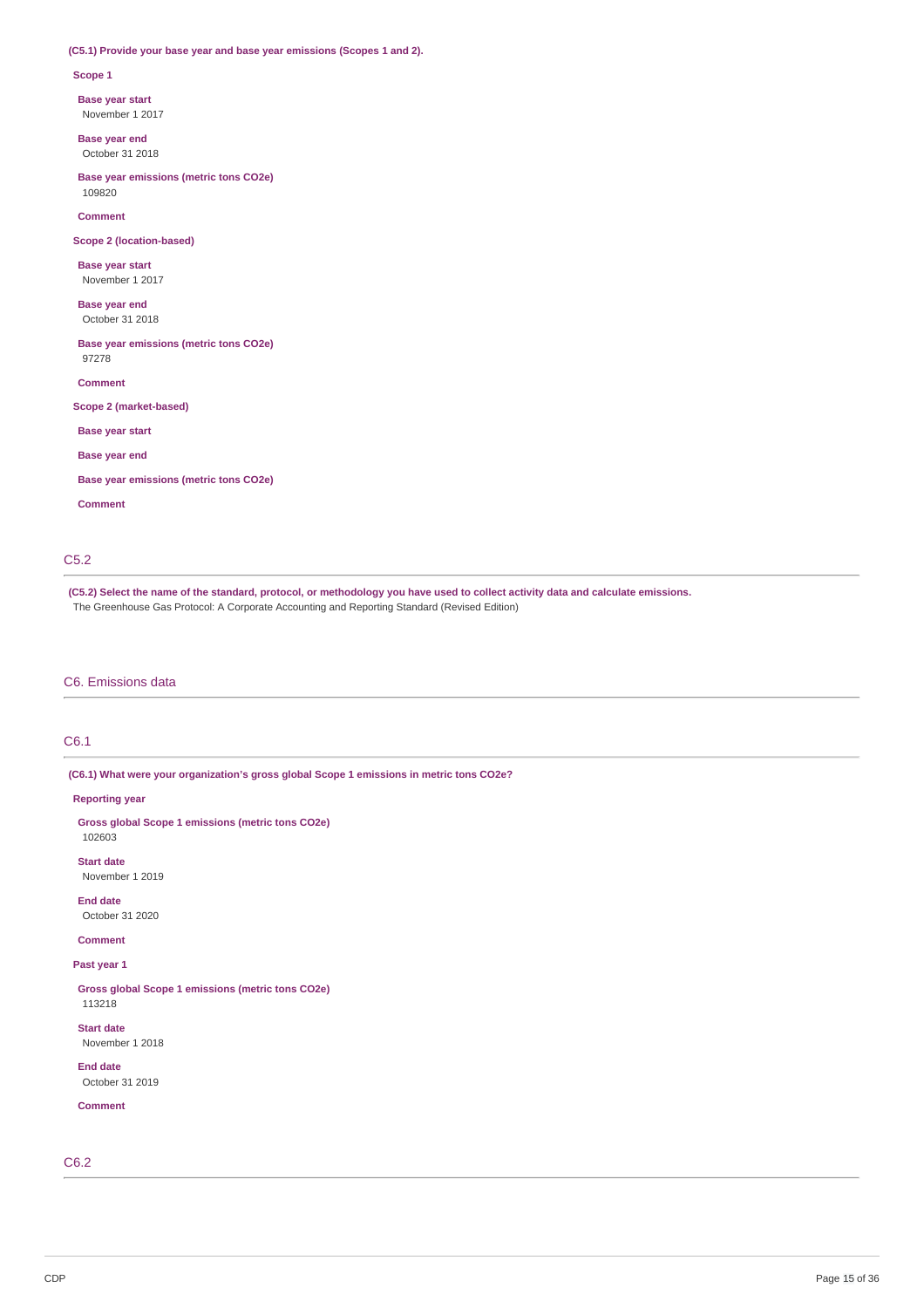**(C5.1) Provide your base year and base year emissions (Scopes 1 and 2).**

**Scope 1**

**Base year start**
November 1 2017

**Base year end**
October 31 2018

**Base year emissions (metric tons CO2e)**
109820

**Comment**

**Scope 2 (location-based)**

**Base year start**
November 1 2017

**Base year end**
October 31 2018

**Base year emissions (metric tons CO2e)**
97278

**Comment**

**Scope 2 (market-based)**

**Base year start**

**Base year end**

**Base year emissions (metric tons CO2e)**

**Comment**

## C5.2

**(C5.2) Select the name of the standard, protocol, or methodology you have used to collect activity data and calculate emissions.**
The Greenhouse Gas Protocol: A Corporate Accounting and Reporting Standard (Revised Edition)

# C6. Emissions data

## C6.1

**(C6.1) What were your organization's gross global Scope 1 emissions in metric tons CO2e?**

**Reporting year**

**Gross global Scope 1 emissions (metric tons CO2e)**
102603

**Start date**
November 1 2019

**End date**
October 31 2020

**Comment**

**Past year 1**

**Gross global Scope 1 emissions (metric tons CO2e)**
113218

**Start date**
November 1 2018

**End date**
October 31 2019

**Comment**

## C6.2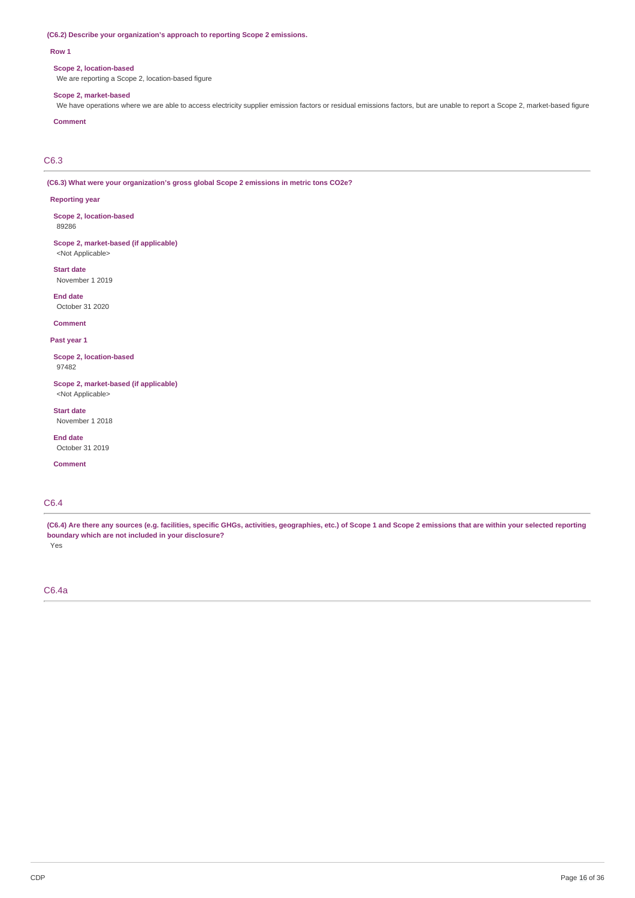**(C6.2) Describe your organization's approach to reporting Scope 2 emissions.**

**Row 1**

**Scope 2, location-based**

We are reporting a Scope 2, location-based figure

**Scope 2, market-based**

We have operations where we are able to access electricity supplier emission factors or residual emissions factors, but are unable to report a Scope 2, market-based figure

**Comment**

## C6.3

**(C6.3) What were your organization's gross global Scope 2 emissions in metric tons CO2e?**

**Reporting year**

**Scope 2, location-based**

89286

**Scope 2, market-based (if applicable)**

<Not Applicable>

**Start date**

November 1 2019

**End date**

October 31 2020

**Comment**

**Past year 1**

**Scope 2, location-based**

97482

**Scope 2, market-based (if applicable)**

<Not Applicable>

**Start date**

November 1 2018

**End date**

October 31 2019

**Comment**

## C6.4

**(C6.4) Are there any sources (e.g. facilities, specific GHGs, activities, geographies, etc.) of Scope 1 and Scope 2 emissions that are within your selected reporting boundary which are not included in your disclosure?**

Yes

## C6.4a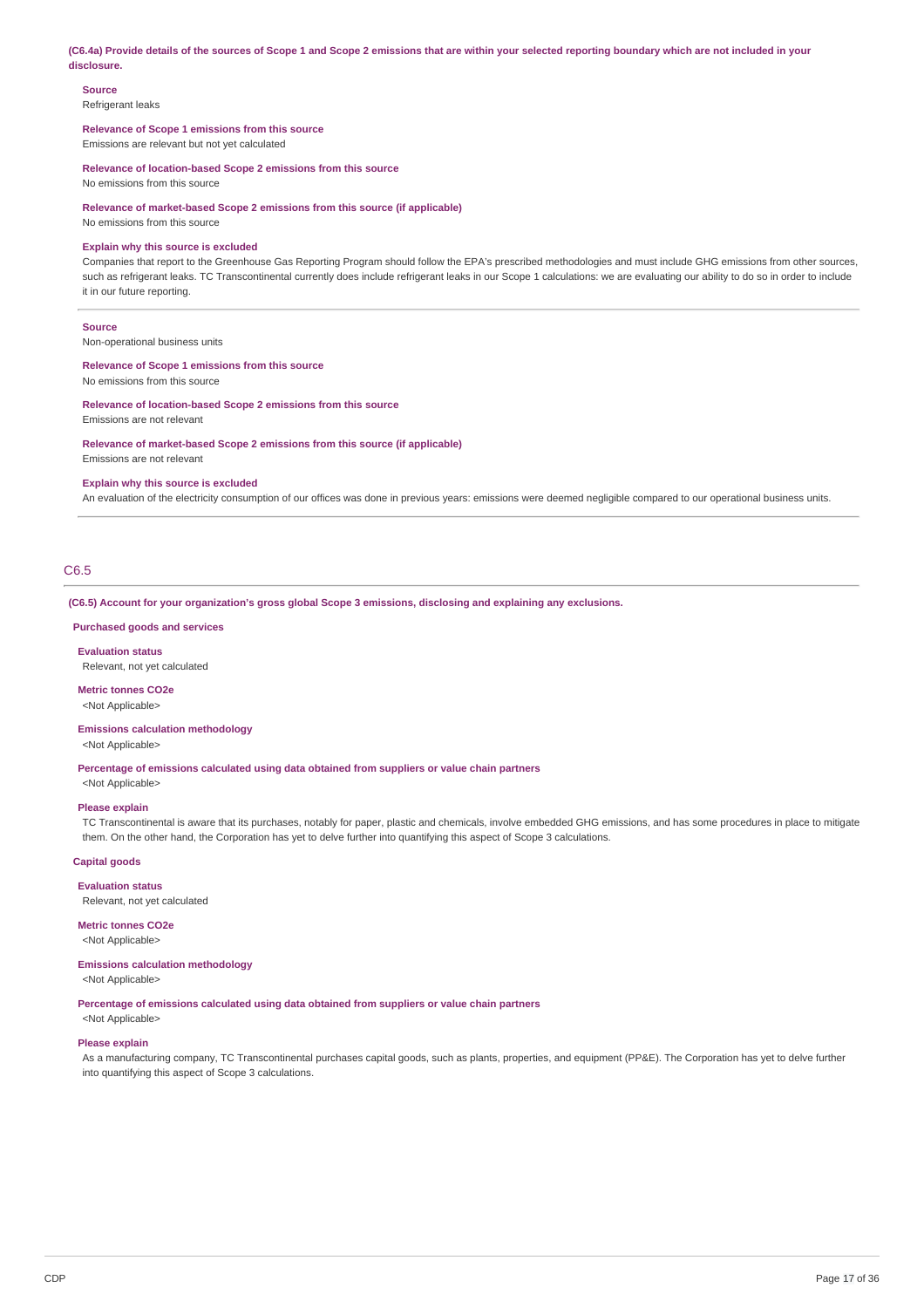**(C6.4a) Provide details of the sources of Scope 1 and Scope 2 emissions that are within your selected reporting boundary which are not included in your disclosure.**

**Source**
Refrigerant leaks

**Relevance of Scope 1 emissions from this source**
Emissions are relevant but not yet calculated

**Relevance of location-based Scope 2 emissions from this source**
No emissions from this source

**Relevance of market-based Scope 2 emissions from this source (if applicable)**
No emissions from this source

**Explain why this source is excluded**
Companies that report to the Greenhouse Gas Reporting Program should follow the EPA's prescribed methodologies and must include GHG emissions from other sources, such as refrigerant leaks. TC Transcontinental currently does include refrigerant leaks in our Scope 1 calculations: we are evaluating our ability to do so in order to include it in our future reporting.

---

**Source**
Non-operational business units

**Relevance of Scope 1 emissions from this source**
No emissions from this source

**Relevance of location-based Scope 2 emissions from this source**
Emissions are not relevant

**Relevance of market-based Scope 2 emissions from this source (if applicable)**
Emissions are not relevant

**Explain why this source is excluded**
An evaluation of the electricity consumption of our offices was done in previous years: emissions were deemed negligible compared to our operational business units.

---

## C6.5

**(C6.5) Account for your organization's gross global Scope 3 emissions, disclosing and explaining any exclusions.**

**Purchased goods and services**

**Evaluation status**
Relevant, not yet calculated

**Metric tonnes CO2e**
<Not Applicable>

**Emissions calculation methodology**
<Not Applicable>

**Percentage of emissions calculated using data obtained from suppliers or value chain partners**
<Not Applicable>

**Please explain**
TC Transcontinental is aware that its purchases, notably for paper, plastic and chemicals, involve embedded GHG emissions, and has some procedures in place to mitigate them. On the other hand, the Corporation has yet to delve further into quantifying this aspect of Scope 3 calculations.

**Capital goods**

**Evaluation status**
Relevant, not yet calculated

**Metric tonnes CO2e**
<Not Applicable>

**Emissions calculation methodology**
<Not Applicable>

**Percentage of emissions calculated using data obtained from suppliers or value chain partners**
<Not Applicable>

**Please explain**
As a manufacturing company, TC Transcontinental purchases capital goods, such as plants, properties, and equipment (PP&E). The Corporation has yet to delve further into quantifying this aspect of Scope 3 calculations.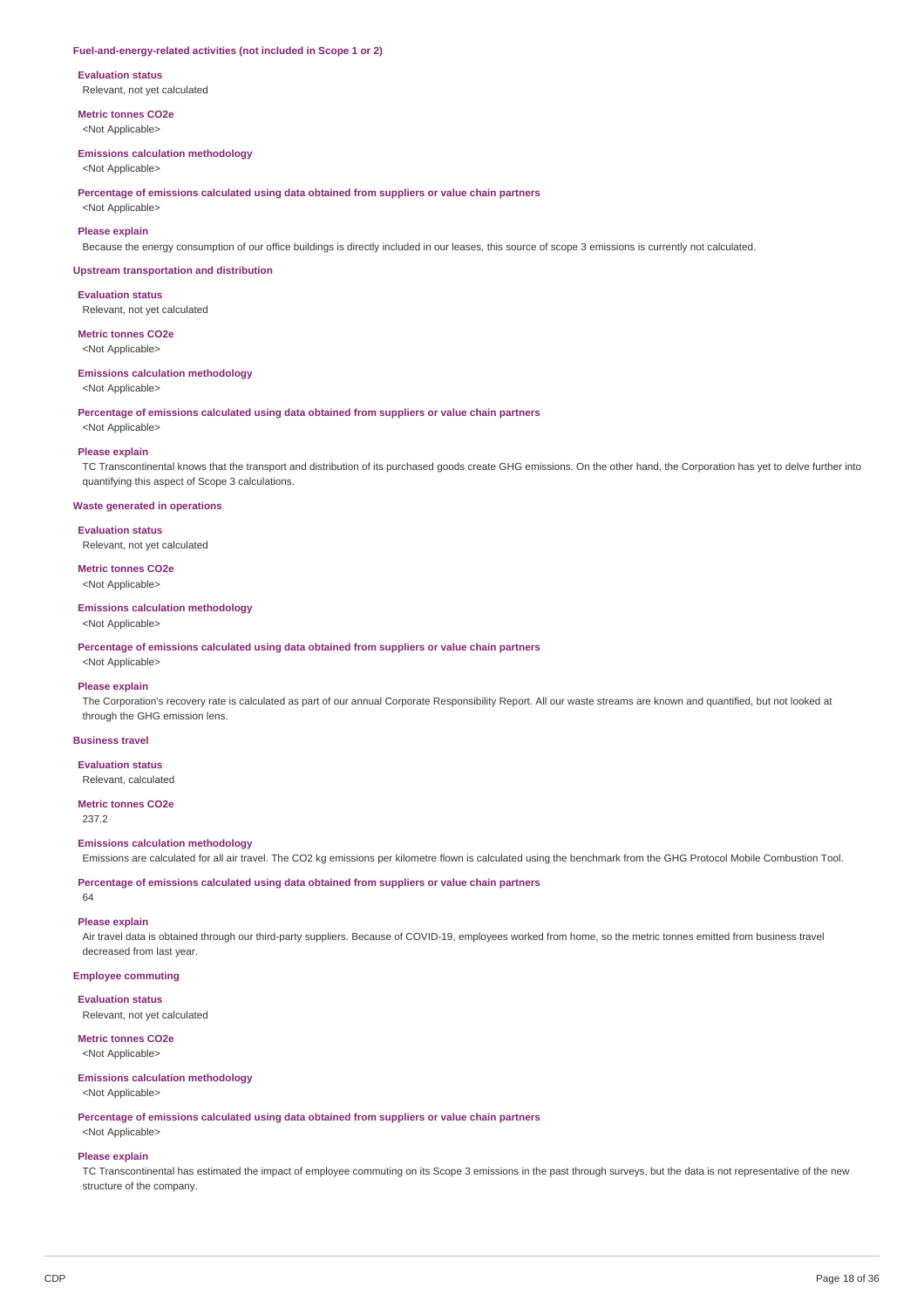### Fuel-and-energy-related activities (not included in Scope 1 or 2)

**Evaluation status**

Relevant, not yet calculated

**Metric tonnes CO2e**

<Not Applicable>

**Emissions calculation methodology**

<Not Applicable>

**Percentage of emissions calculated using data obtained from suppliers or value chain partners**

<Not Applicable>

**Please explain**

Because the energy consumption of our office buildings is directly included in our leases, this source of scope 3 emissions is currently not calculated.

### Upstream transportation and distribution

**Evaluation status**

Relevant, not yet calculated

**Metric tonnes CO2e**

<Not Applicable>

**Emissions calculation methodology**

<Not Applicable>

**Percentage of emissions calculated using data obtained from suppliers or value chain partners**

<Not Applicable>

**Please explain**

TC Transcontinental knows that the transport and distribution of its purchased goods create GHG emissions. On the other hand, the Corporation has yet to delve further into quantifying this aspect of Scope 3 calculations.

### Waste generated in operations

**Evaluation status**

Relevant, not yet calculated

**Metric tonnes CO2e**

<Not Applicable>

**Emissions calculation methodology**

<Not Applicable>

**Percentage of emissions calculated using data obtained from suppliers or value chain partners**

<Not Applicable>

**Please explain**

The Corporation's recovery rate is calculated as part of our annual Corporate Responsibility Report. All our waste streams are known and quantified, but not looked at through the GHG emission lens.

### Business travel

**Evaluation status**

Relevant, calculated

**Metric tonnes CO2e**

237.2

**Emissions calculation methodology**

Emissions are calculated for all air travel. The CO2 kg emissions per kilometre flown is calculated using the benchmark from the GHG Protocol Mobile Combustion Tool.

**Percentage of emissions calculated using data obtained from suppliers or value chain partners**

64

**Please explain**

Air travel data is obtained through our third-party suppliers. Because of COVID-19, employees worked from home, so the metric tonnes emitted from business travel decreased from last year.

### Employee commuting

**Evaluation status**

Relevant, not yet calculated

**Metric tonnes CO2e**

<Not Applicable>

**Emissions calculation methodology**

<Not Applicable>

**Percentage of emissions calculated using data obtained from suppliers or value chain partners**

<Not Applicable>

**Please explain**

TC Transcontinental has estimated the impact of employee commuting on its Scope 3 emissions in the past through surveys, but the data is not representative of the new structure of the company.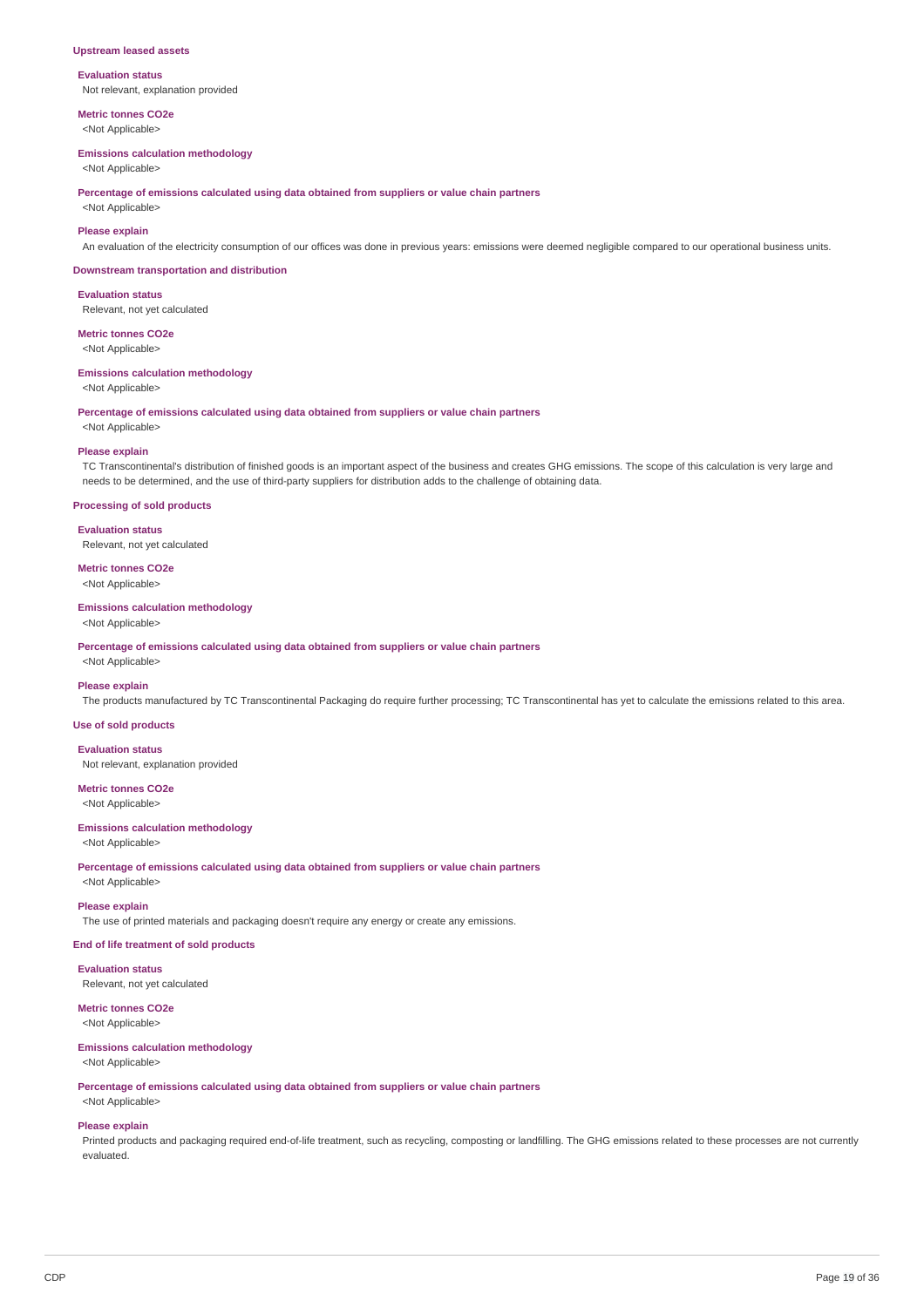### Upstream leased assets

**Evaluation status**
Not relevant, explanation provided

**Metric tonnes CO2e**
<Not Applicable>

**Emissions calculation methodology**
<Not Applicable>

**Percentage of emissions calculated using data obtained from suppliers or value chain partners**
<Not Applicable>

**Please explain**
An evaluation of the electricity consumption of our offices was done in previous years: emissions were deemed negligible compared to our operational business units.

### Downstream transportation and distribution

**Evaluation status**
Relevant, not yet calculated

**Metric tonnes CO2e**
<Not Applicable>

**Emissions calculation methodology**
<Not Applicable>

**Percentage of emissions calculated using data obtained from suppliers or value chain partners**
<Not Applicable>

**Please explain**
TC Transcontinental's distribution of finished goods is an important aspect of the business and creates GHG emissions. The scope of this calculation is very large and needs to be determined, and the use of third-party suppliers for distribution adds to the challenge of obtaining data.

### Processing of sold products

**Evaluation status**
Relevant, not yet calculated

**Metric tonnes CO2e**
<Not Applicable>

**Emissions calculation methodology**
<Not Applicable>

**Percentage of emissions calculated using data obtained from suppliers or value chain partners**
<Not Applicable>

**Please explain**
The products manufactured by TC Transcontinental Packaging do require further processing; TC Transcontinental has yet to calculate the emissions related to this area.

### Use of sold products

**Evaluation status**
Not relevant, explanation provided

**Metric tonnes CO2e**
<Not Applicable>

**Emissions calculation methodology**
<Not Applicable>

**Percentage of emissions calculated using data obtained from suppliers or value chain partners**
<Not Applicable>

**Please explain**
The use of printed materials and packaging doesn't require any energy or create any emissions.

### End of life treatment of sold products

**Evaluation status**
Relevant, not yet calculated

**Metric tonnes CO2e**
<Not Applicable>

**Emissions calculation methodology**
<Not Applicable>

**Percentage of emissions calculated using data obtained from suppliers or value chain partners**
<Not Applicable>

**Please explain**
Printed products and packaging required end-of-life treatment, such as recycling, composting or landfilling. The GHG emissions related to these processes are not currently evaluated.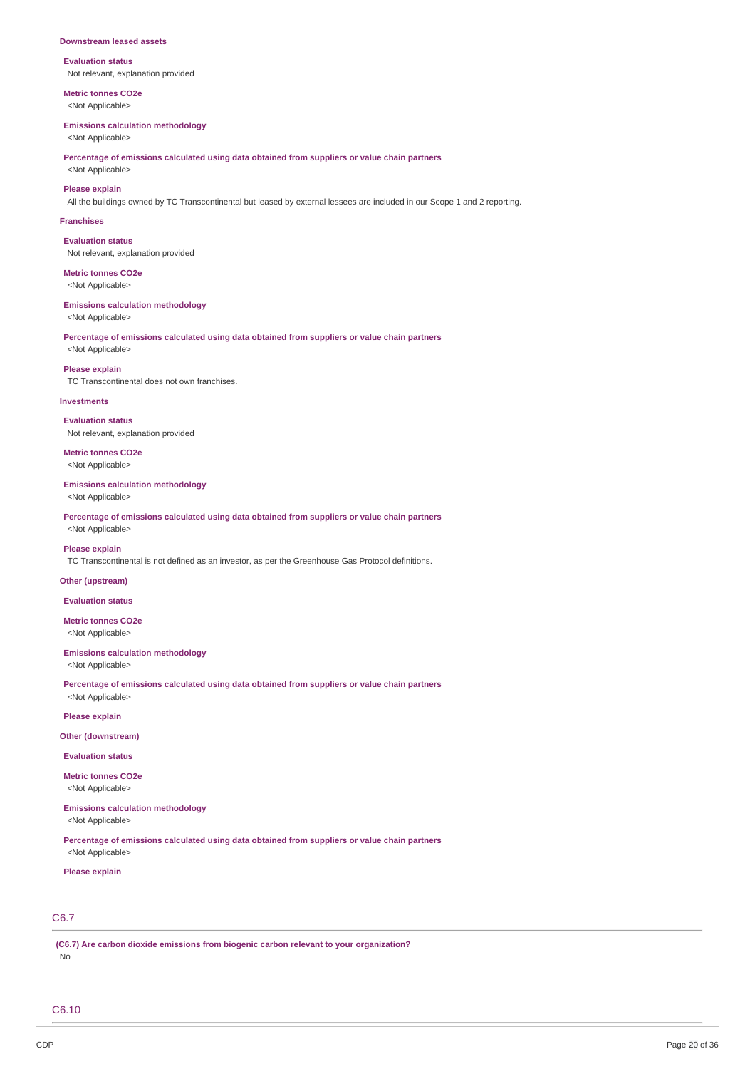**Downstream leased assets**

**Evaluation status**
Not relevant, explanation provided

**Metric tonnes CO2e**
<Not Applicable>

**Emissions calculation methodology**
<Not Applicable>

**Percentage of emissions calculated using data obtained from suppliers or value chain partners**
<Not Applicable>

**Please explain**
All the buildings owned by TC Transcontinental but leased by external lessees are included in our Scope 1 and 2 reporting.

**Franchises**

**Evaluation status**
Not relevant, explanation provided

**Metric tonnes CO2e**
<Not Applicable>

**Emissions calculation methodology**
<Not Applicable>

**Percentage of emissions calculated using data obtained from suppliers or value chain partners**
<Not Applicable>

**Please explain**
TC Transcontinental does not own franchises.

**Investments**

**Evaluation status**
Not relevant, explanation provided

**Metric tonnes CO2e**
<Not Applicable>

**Emissions calculation methodology**
<Not Applicable>

**Percentage of emissions calculated using data obtained from suppliers or value chain partners**
<Not Applicable>

**Please explain**
TC Transcontinental is not defined as an investor, as per the Greenhouse Gas Protocol definitions.

**Other (upstream)**

**Evaluation status**

**Metric tonnes CO2e**
<Not Applicable>

**Emissions calculation methodology**
<Not Applicable>

**Percentage of emissions calculated using data obtained from suppliers or value chain partners**
<Not Applicable>

**Please explain**

**Other (downstream)**

**Evaluation status**

**Metric tonnes CO2e**
<Not Applicable>

**Emissions calculation methodology**
<Not Applicable>

**Percentage of emissions calculated using data obtained from suppliers or value chain partners**
<Not Applicable>

**Please explain**

## C6.7

**(C6.7) Are carbon dioxide emissions from biogenic carbon relevant to your organization?**
No

## C6.10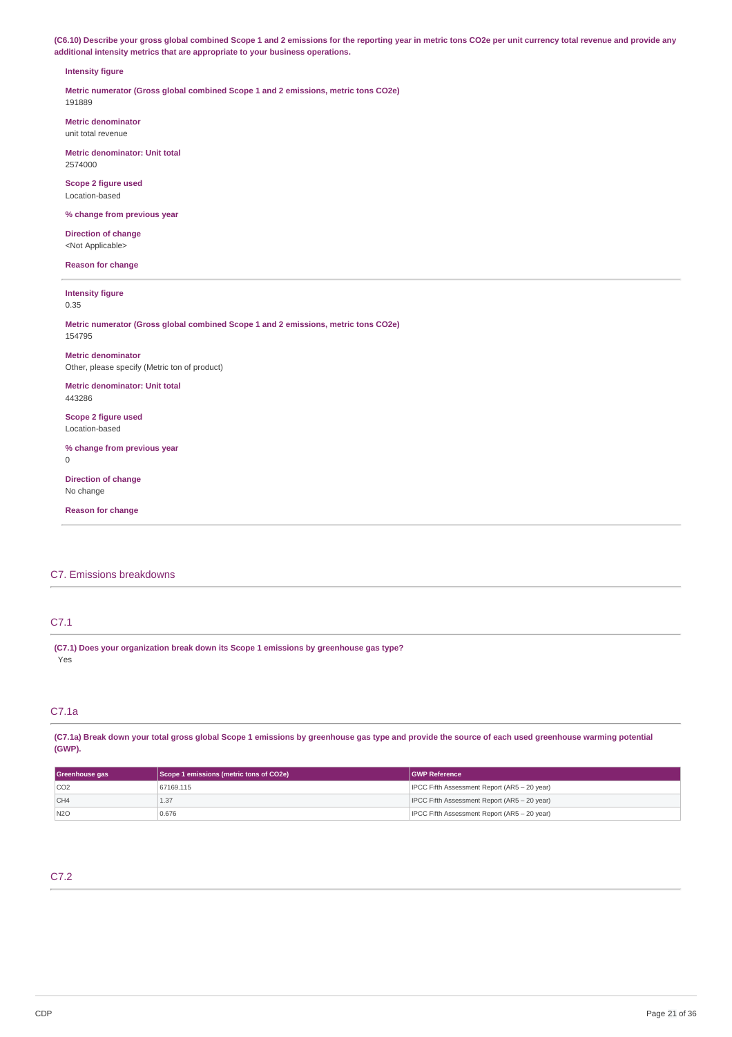**(C6.10) Describe your gross global combined Scope 1 and 2 emissions for the reporting year in metric tons CO2e per unit currency total revenue and provide any additional intensity metrics that are appropriate to your business operations.**

**Intensity figure**

**Metric numerator (Gross global combined Scope 1 and 2 emissions, metric tons CO2e)**
191889

**Metric denominator**
unit total revenue

**Metric denominator: Unit total**
2574000

**Scope 2 figure used**
Location-based

**% change from previous year**

**Direction of change**
<Not Applicable>

**Reason for change**

---

**Intensity figure**
0.35

**Metric numerator (Gross global combined Scope 1 and 2 emissions, metric tons CO2e)**
154795

**Metric denominator**
Other, please specify (Metric ton of product)

**Metric denominator: Unit total**
443286

**Scope 2 figure used**
Location-based

**% change from previous year**
0

**Direction of change**
No change

**Reason for change**

---

## C7. Emissions breakdowns

### C7.1

**(C7.1) Does your organization break down its Scope 1 emissions by greenhouse gas type?**
Yes

### C7.1a

**(C7.1a) Break down your total gross global Scope 1 emissions by greenhouse gas type and provide the source of each used greenhouse warming potential (GWP).**

| Greenhouse gas | Scope 1 emissions (metric tons of CO2e) | GWP Reference |
|---|---|---|
| CO2 | 67169.115 | IPCC Fifth Assessment Report (AR5 – 20 year) |
| CH4 | 1.37 | IPCC Fifth Assessment Report (AR5 – 20 year) |
| N2O | 0.676 | IPCC Fifth Assessment Report (AR5 – 20 year) |

### C7.2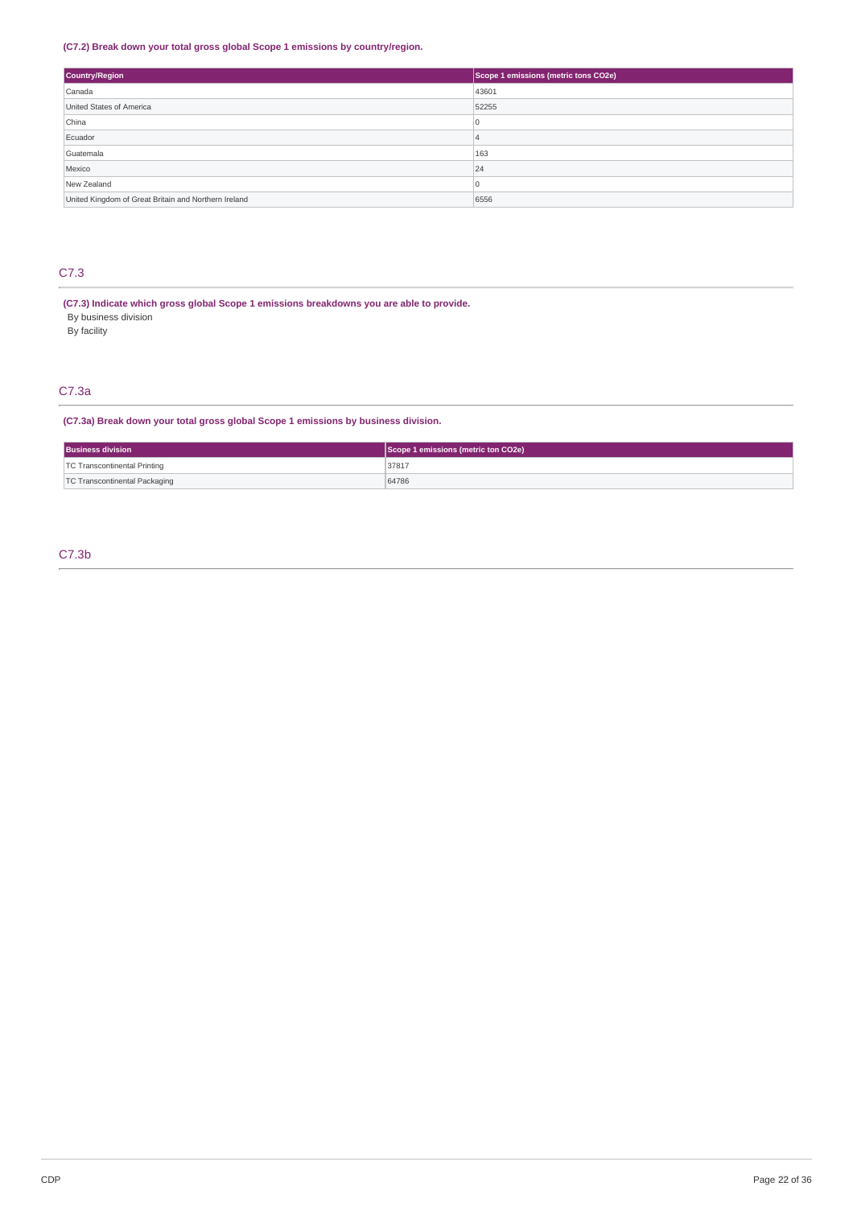**(C7.2) Break down your total gross global Scope 1 emissions by country/region.**

| Country/Region | Scope 1 emissions (metric tons CO2e) |
| --- | --- |
| Canada | 43601 |
| United States of America | 52255 |
| China | 0 |
| Ecuador | 4 |
| Guatemala | 163 |
| Mexico | 24 |
| New Zealand | 0 |
| United Kingdom of Great Britain and Northern Ireland | 6556 |

## C7.3

**(C7.3) Indicate which gross global Scope 1 emissions breakdowns you are able to provide.**

By business division

By facility

## C7.3a

**(C7.3a) Break down your total gross global Scope 1 emissions by business division.**

| Business division | Scope 1 emissions (metric ton CO2e) |
| --- | --- |
| TC Transcontinental Printing | 37817 |
| TC Transcontinental Packaging | 64786 |

## C7.3b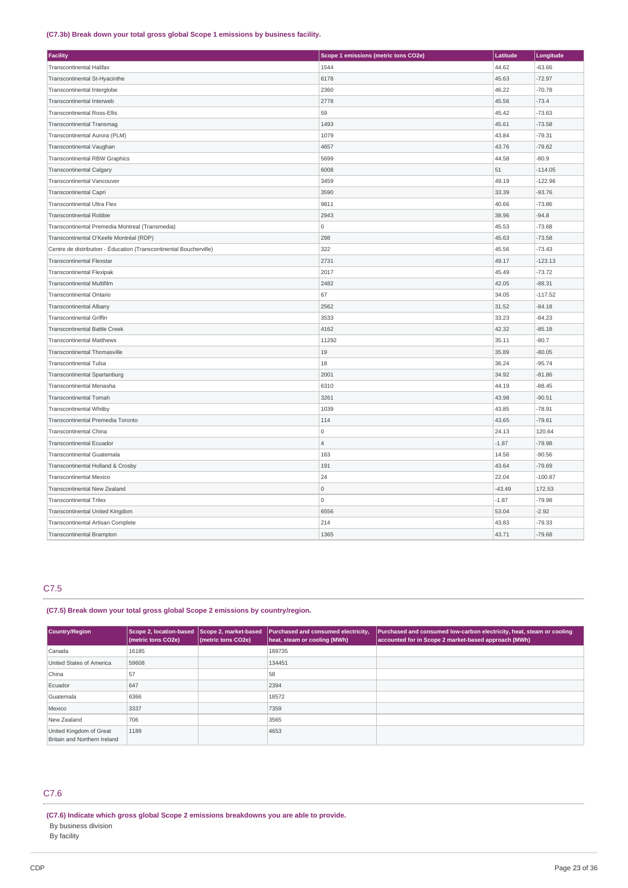**(C7.3b) Break down your total gross global Scope 1 emissions by business facility.**

| Facility | Scope 1 emissions (metric tons CO2e) | Latitude | Longitude |
|---|---|---|---|
| Transcontinental Halifax | 1544 | 44.62 | -63.66 |
| Transcontinental St-Hyacinthe | 6178 | 45.63 | -72.97 |
| Transcontinental Interglobe | 2360 | 46.22 | -70.78 |
| Transcontinental Interweb | 2778 | 45.56 | -73.4 |
| Transcontinental Ross-Ellis | 59 | 45.42 | -73.63 |
| Transcontinental Transmag | 1493 | 45.61 | -73.58 |
| Transcontinental Aurora (PLM) | 1079 | 43.84 | -79.31 |
| Transcontinental Vaughan | 4657 | 43.76 | -79.62 |
| Transcontinental RBW Graphics | 5699 | 44.58 | -80.9 |
| Transcontinental Calgary | 6008 | 51 | -114.05 |
| Transcontinental Vancouver | 3459 | 49.19 | -122.96 |
| Transcontinental Capri | 3590 | 33.39 | -93.76 |
| Transcontinental Ultra Flex | 9811 | 40.66 | -73.86 |
| Transcontinental Robbie | 2943 | 38.96 | -94.8 |
| Transcontinental Premedia Montreal (Transmedia) | 0 | 45.53 | -73.68 |
| Transcontinental O'Keefe Montréal (RDP) | 298 | 45.63 | -73.58 |
| Centre de distribution - Éducation (Transcontinental Boucherville) | 322 | 45.56 | -73.43 |
| Transcontinental Flexstar | 2731 | 49.17 | -123.13 |
| Transcontinental Flexipak | 2017 | 45.49 | -73.72 |
| Transcontinental Multifilm | 2482 | 42.05 | -88.31 |
| Transcontinental Ontario | 67 | 34.05 | -117.52 |
| Transcontinental Albany | 2562 | 31.52 | -84.18 |
| Transcontinental Griffin | 3533 | 33.23 | -84.23 |
| Transcontinental Battle Creek | 4162 | 42.32 | -85.18 |
| Transcontinental Matthews | 11292 | 35.11 | -80.7 |
| Transcontinental Thomasville | 19 | 35.89 | -80.05 |
| Transcontinental Tulsa | 18 | 36.24 | -95.74 |
| Transcontinental Spartanburg | 2001 | 34.92 | -81.86 |
| Transcontinental Menasha | 6310 | 44.19 | -88.45 |
| Transcontinental Tomah | 3261 | 43.98 | -90.51 |
| Transcontinental Whitby | 1039 | 43.85 | -78.91 |
| Transcontinental Premedia Toronto | 114 | 43.65 | -79.61 |
| Transcontinental China | 0 | 24.13 | 120.64 |
| Transcontinental Ecuador | 4 | -1.87 | -79.98 |
| Transcontinental Guatemala | 163 | 14.56 | -90.56 |
| Transcontinental Holland & Crosby | 191 | 43.64 | -79.69 |
| Transcontinental Mexico | 24 | 22.04 | -100.87 |
| Transcontinental New Zealand | 0 | -43.49 | 172.53 |
| Transcontinental Trilex | 0 | -1.87 | -79.98 |
| Transcontinental United Kingdom | 6556 | 53.04 | -2.92 |
| Transcontinental Artisan Complete | 214 | 43.83 | -79.33 |
| Transcontinental Brampton | 1365 | 43.71 | -79.68 |

## C7.5

**(C7.5) Break down your total gross global Scope 2 emissions by country/region.**

| Country/Region | Scope 2, location-based (metric tons CO2e) | Scope 2, market-based (metric tons CO2e) | Purchased and consumed electricity, heat, steam or cooling (MWh) | Purchased and consumed low-carbon electricity, heat, steam or cooling accounted for in Scope 2 market-based approach (MWh) |
|---|---|---|---|---|
| Canada | 16185 | | 189735 | |
| United States of America | 59608 | | 134451 | |
| China | 57 | | 58 | |
| Ecuador | 647 | | 2394 | |
| Guatemala | 6366 | | 18572 | |
| Mexico | 3337 | | 7359 | |
| New Zealand | 706 | | 3565 | |
| United Kingdom of Great Britain and Northern Ireland | 1189 | | 4653 | |

## C7.6

**(C7.6) Indicate which gross global Scope 2 emissions breakdowns you are able to provide.**

By business division

By facility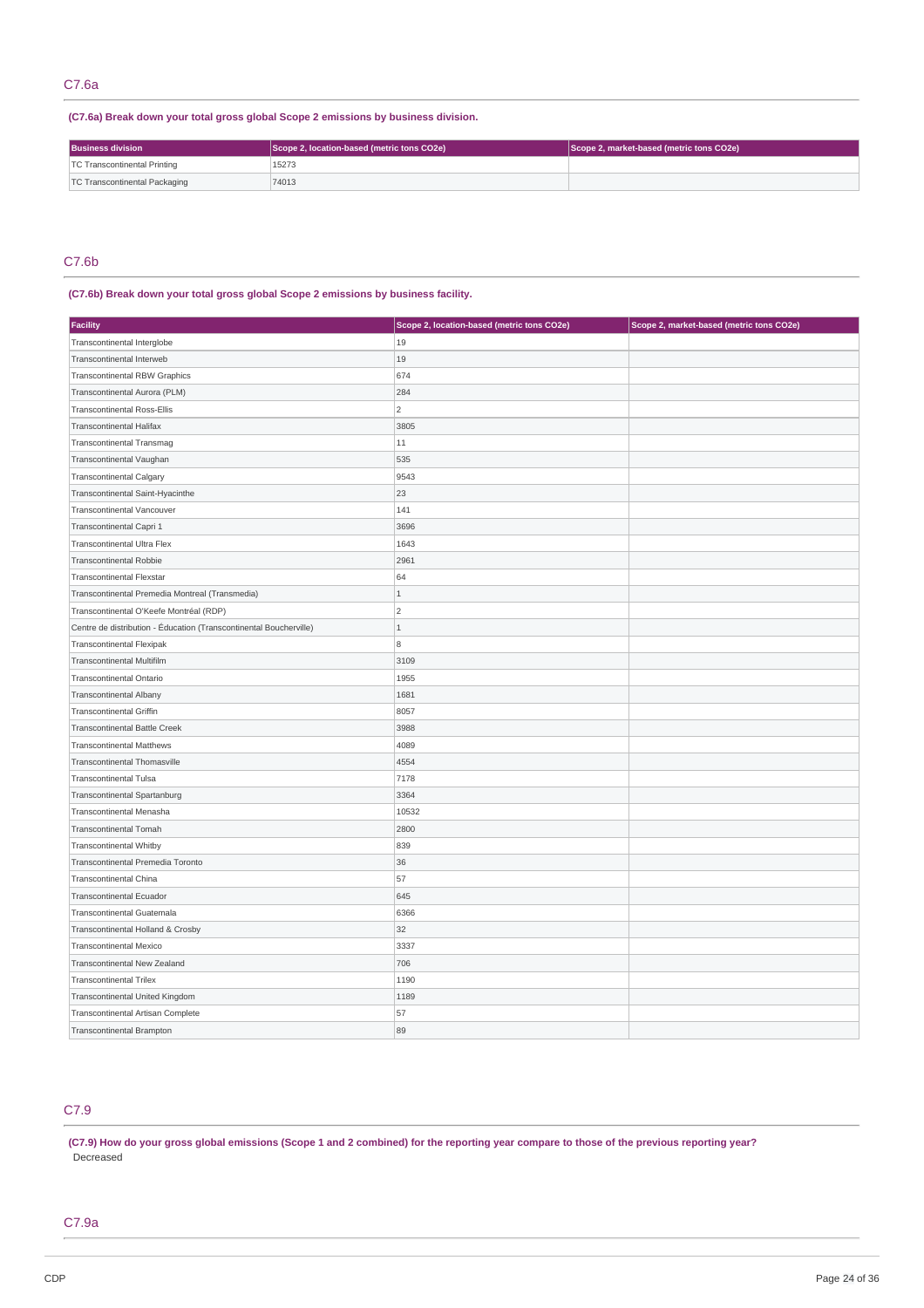## C7.6a

**(C7.6a) Break down your total gross global Scope 2 emissions by business division.**

| Business division | Scope 2, location-based (metric tons CO2e) | Scope 2, market-based (metric tons CO2e) |
|---|---|---|
| TC Transcontinental Printing | 15273 | |
| TC Transcontinental Packaging | 74013 | |

## C7.6b

**(C7.6b) Break down your total gross global Scope 2 emissions by business facility.**

| Facility | Scope 2, location-based (metric tons CO2e) | Scope 2, market-based (metric tons CO2e) |
|---|---|---|
| Transcontinental Interglobe | 19 | |
| Transcontinental Interweb | 19 | |
| Transcontinental RBW Graphics | 674 | |
| Transcontinental Aurora (PLM) | 284 | |
| Transcontinental Ross-Ellis | 2 | |
| Transcontinental Halifax | 3805 | |
| Transcontinental Transmag | 11 | |
| Transcontinental Vaughan | 535 | |
| Transcontinental Calgary | 9543 | |
| Transcontinental Saint-Hyacinthe | 23 | |
| Transcontinental Vancouver | 141 | |
| Transcontinental Capri 1 | 3696 | |
| Transcontinental Ultra Flex | 1643 | |
| Transcontinental Robbie | 2961 | |
| Transcontinental Flexstar | 64 | |
| Transcontinental Premedia Montreal (Transmedia) | 1 | |
| Transcontinental O'Keefe Montréal (RDP) | 2 | |
| Centre de distribution - Éducation (Transcontinental Boucherville) | 1 | |
| Transcontinental Flexipak | 8 | |
| Transcontinental Multifilm | 3109 | |
| Transcontinental Ontario | 1955 | |
| Transcontinental Albany | 1681 | |
| Transcontinental Griffin | 8057 | |
| Transcontinental Battle Creek | 3988 | |
| Transcontinental Matthews | 4089 | |
| Transcontinental Thomasville | 4554 | |
| Transcontinental Tulsa | 7178 | |
| Transcontinental Spartanburg | 3364 | |
| Transcontinental Menasha | 10532 | |
| Transcontinental Tomah | 2800 | |
| Transcontinental Whitby | 839 | |
| Transcontinental Premedia Toronto | 36 | |
| Transcontinental China | 57 | |
| Transcontinental Ecuador | 645 | |
| Transcontinental Guatemala | 6366 | |
| Transcontinental Holland & Crosby | 32 | |
| Transcontinental Mexico | 3337 | |
| Transcontinental New Zealand | 706 | |
| Transcontinental Trilex | 1190 | |
| Transcontinental United Kingdom | 1189 | |
| Transcontinental Artisan Complete | 57 | |
| Transcontinental Brampton | 89 | |

## C7.9

**(C7.9) How do your gross global emissions (Scope 1 and 2 combined) for the reporting year compare to those of the previous reporting year?**

Decreased

## C7.9a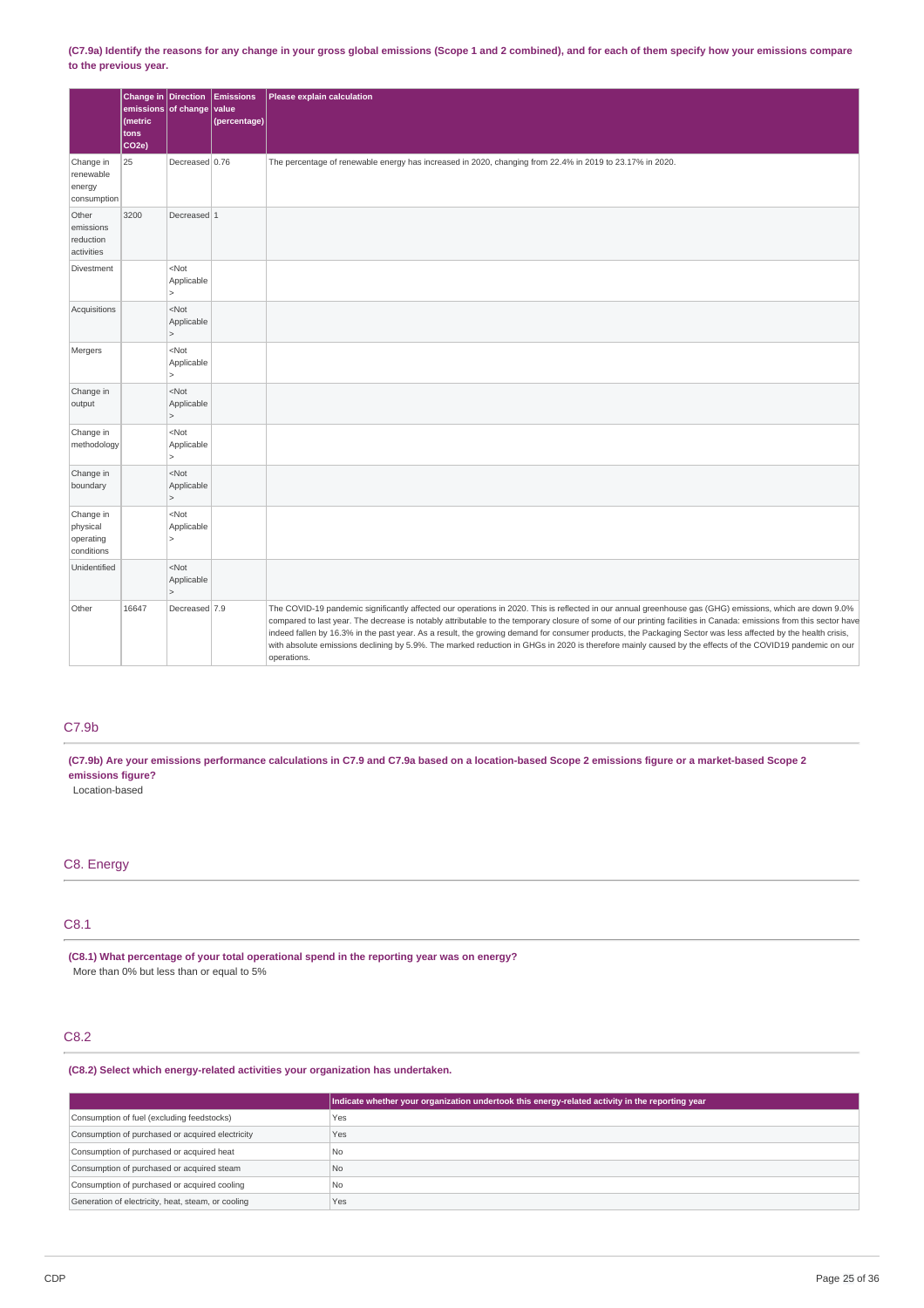(C7.9a) Identify the reasons for any change in your gross global emissions (Scope 1 and 2 combined), and for each of them specify how your emissions compare to the previous year.

| | Change in emissions (metric tons CO2e) | Direction of change | Emissions value (percentage) | Please explain calculation |
|---|---|---|---|---|
| Change in renewable energy consumption | 25 | Decreased | 0.76 | The percentage of renewable energy has increased in 2020, changing from 22.4% in 2019 to 23.17% in 2020. |
| Other emissions reduction activities | 3200 | Decreased | 1 | |
| Divestment | | <Not Applicable> | | |
| Acquisitions | | <Not Applicable> | | |
| Mergers | | <Not Applicable> | | |
| Change in output | | <Not Applicable> | | |
| Change in methodology | | <Not Applicable> | | |
| Change in boundary | | <Not Applicable> | | |
| Change in physical operating conditions | | <Not Applicable> | | |
| Unidentified | | <Not Applicable> | | |
| Other | 16647 | Decreased | 7.9 | The COVID-19 pandemic significantly affected our operations in 2020. This is reflected in our annual greenhouse gas (GHG) emissions, which are down 9.0% compared to last year. The decrease is notably attributable to the temporary closure of some of our printing facilities in Canada: emissions from this sector have indeed fallen by 16.3% in the past year. As a result, the growing demand for consumer products, the Packaging Sector was less affected by the health crisis, with absolute emissions declining by 5.9%. The marked reduction in GHGs in 2020 is therefore mainly caused by the effects of the COVID19 pandemic on our operations. |

## C7.9b

**(C7.9b) Are your emissions performance calculations in C7.9 and C7.9a based on a location-based Scope 2 emissions figure or a market-based Scope 2 emissions figure?**

Location-based

# C8. Energy

## C8.1

**(C8.1) What percentage of your total operational spend in the reporting year was on energy?**

More than 0% but less than or equal to 5%

## C8.2

**(C8.2) Select which energy-related activities your organization has undertaken.**

| | Indicate whether your organization undertook this energy-related activity in the reporting year |
|---|---|
| Consumption of fuel (excluding feedstocks) | Yes |
| Consumption of purchased or acquired electricity | Yes |
| Consumption of purchased or acquired heat | No |
| Consumption of purchased or acquired steam | No |
| Consumption of purchased or acquired cooling | No |
| Generation of electricity, heat, steam, or cooling | Yes |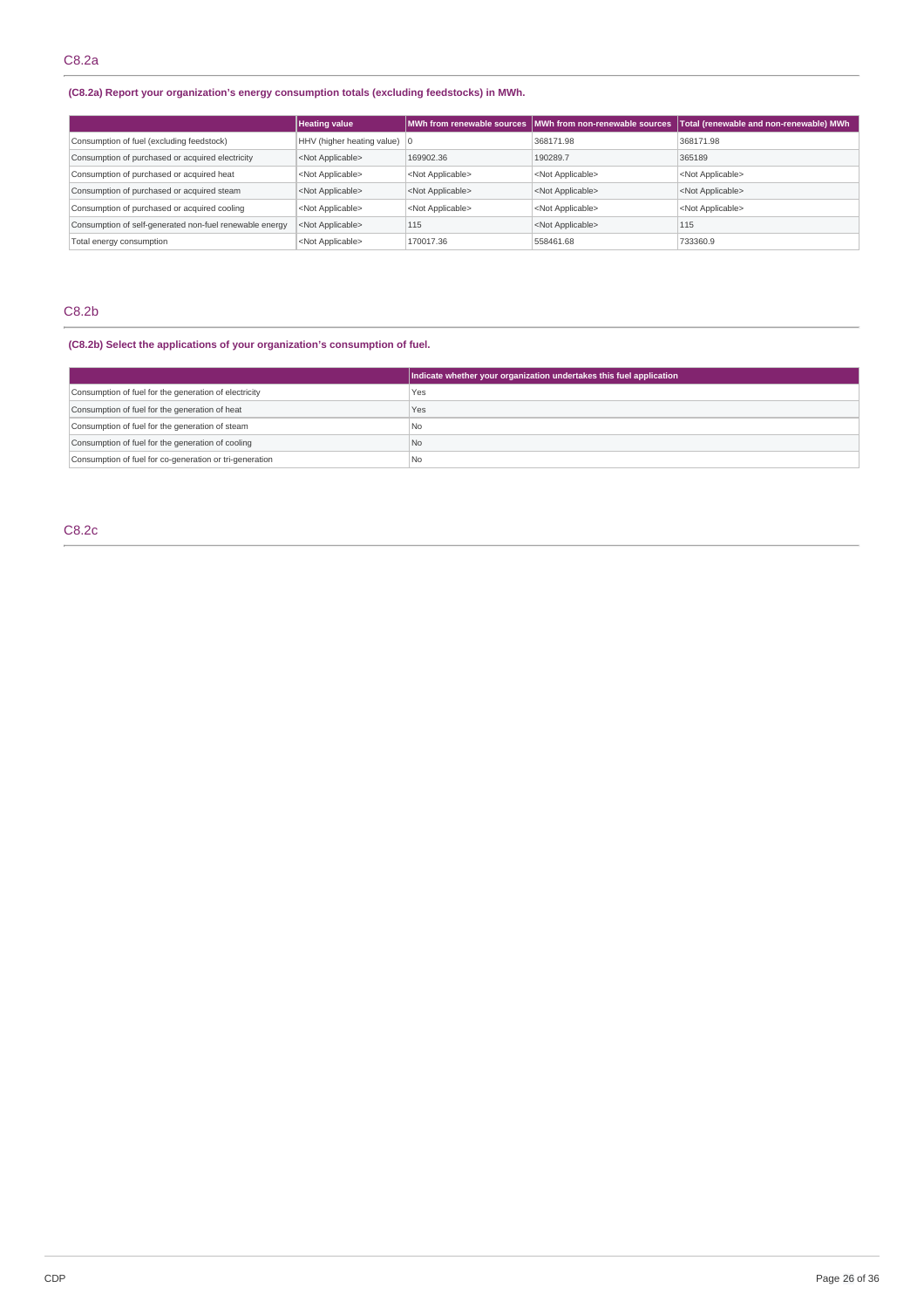## C8.2a

**(C8.2a) Report your organization's energy consumption totals (excluding feedstocks) in MWh.**

| | Heating value | MWh from renewable sources | MWh from non-renewable sources | Total (renewable and non-renewable) MWh |
|---|---|---|---|---|
| Consumption of fuel (excluding feedstock) | HHV (higher heating value) | 0 | 368171.98 | 368171.98 |
| Consumption of purchased or acquired electricity | <Not Applicable> | 169902.36 | 190289.7 | 365189 |
| Consumption of purchased or acquired heat | <Not Applicable> | <Not Applicable> | <Not Applicable> | <Not Applicable> |
| Consumption of purchased or acquired steam | <Not Applicable> | <Not Applicable> | <Not Applicable> | <Not Applicable> |
| Consumption of purchased or acquired cooling | <Not Applicable> | <Not Applicable> | <Not Applicable> | <Not Applicable> |
| Consumption of self-generated non-fuel renewable energy | <Not Applicable> | 115 | <Not Applicable> | 115 |
| Total energy consumption | <Not Applicable> | 170017.36 | 558461.68 | 733360.9 |

## C8.2b

**(C8.2b) Select the applications of your organization's consumption of fuel.**

| | Indicate whether your organization undertakes this fuel application |
|---|---|
| Consumption of fuel for the generation of electricity | Yes |
| Consumption of fuel for the generation of heat | Yes |
| Consumption of fuel for the generation of steam | No |
| Consumption of fuel for the generation of cooling | No |
| Consumption of fuel for co-generation or tri-generation | No |

## C8.2c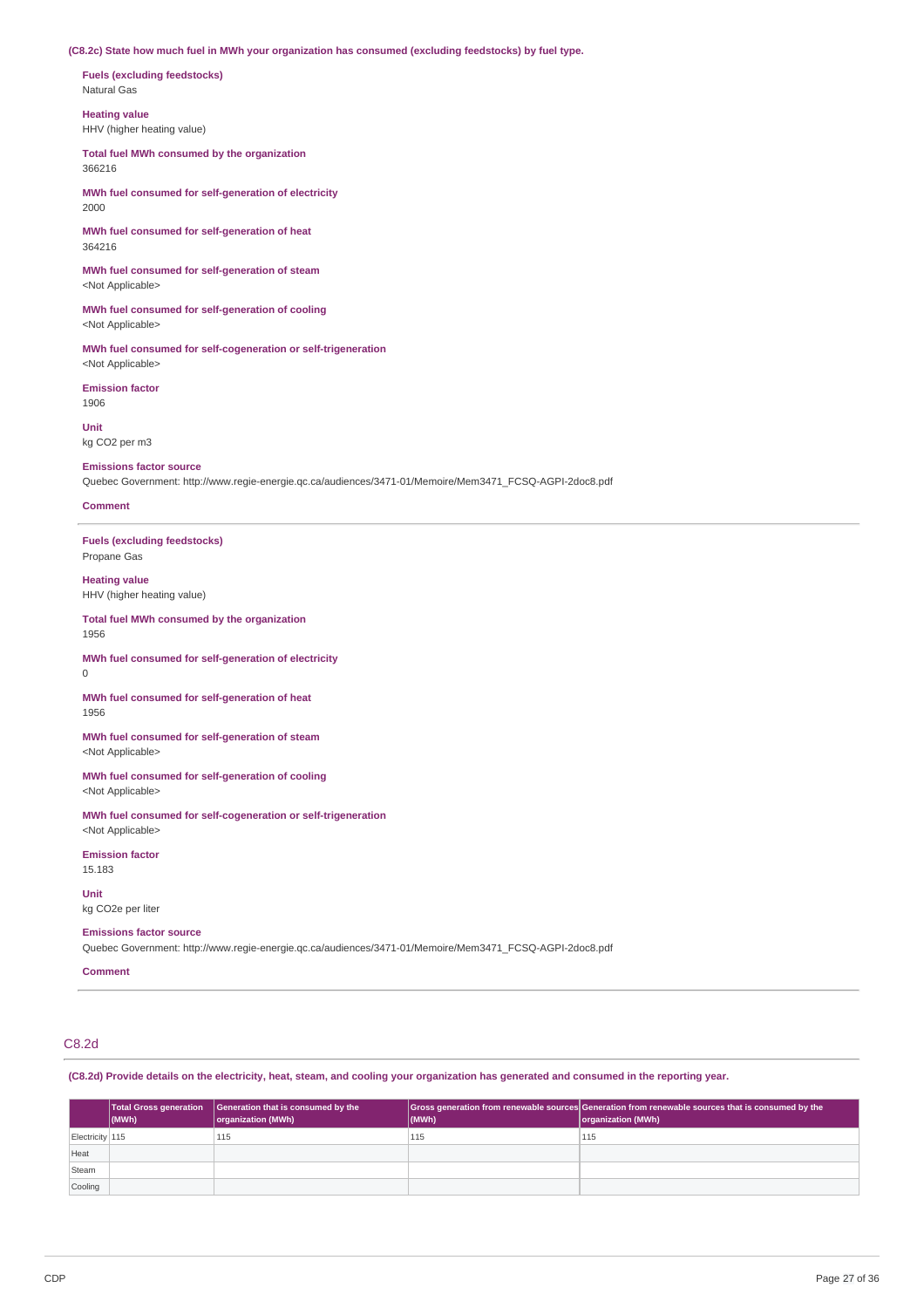**(C8.2c) State how much fuel in MWh your organization has consumed (excluding feedstocks) by fuel type.**

**Fuels (excluding feedstocks)**
Natural Gas

**Heating value**
HHV (higher heating value)

**Total fuel MWh consumed by the organization**
366216

**MWh fuel consumed for self-generation of electricity**
2000

**MWh fuel consumed for self-generation of heat**
364216

**MWh fuel consumed for self-generation of steam**
<Not Applicable>

**MWh fuel consumed for self-generation of cooling**
<Not Applicable>

**MWh fuel consumed for self-cogeneration or self-trigeneration**
<Not Applicable>

**Emission factor**
1906

**Unit**
kg CO2 per m3

**Emissions factor source**
Quebec Government: http://www.regie-energie.qc.ca/audiences/3471-01/Memoire/Mem3471_FCSQ-AGPI-2doc8.pdf

**Comment**

---

**Fuels (excluding feedstocks)**
Propane Gas

**Heating value**
HHV (higher heating value)

**Total fuel MWh consumed by the organization**
1956

**MWh fuel consumed for self-generation of electricity**
0

**MWh fuel consumed for self-generation of heat**
1956

**MWh fuel consumed for self-generation of steam**
<Not Applicable>

**MWh fuel consumed for self-generation of cooling**
<Not Applicable>

**MWh fuel consumed for self-cogeneration or self-trigeneration**
<Not Applicable>

**Emission factor**
15.183

**Unit**
kg CO2e per liter

**Emissions factor source**
Quebec Government: http://www.regie-energie.qc.ca/audiences/3471-01/Memoire/Mem3471_FCSQ-AGPI-2doc8.pdf

**Comment**

---

## C8.2d

**(C8.2d) Provide details on the electricity, heat, steam, and cooling your organization has generated and consumed in the reporting year.**

| | Total Gross generation (MWh) | Generation that is consumed by the organization (MWh) | Gross generation from renewable sources (MWh) | Generation from renewable sources that is consumed by the organization (MWh) |
|---|---|---|---|---|
| Electricity | 115 | 115 | 115 | 115 |
| Heat | | | | |
| Steam | | | | |
| Cooling | | | | |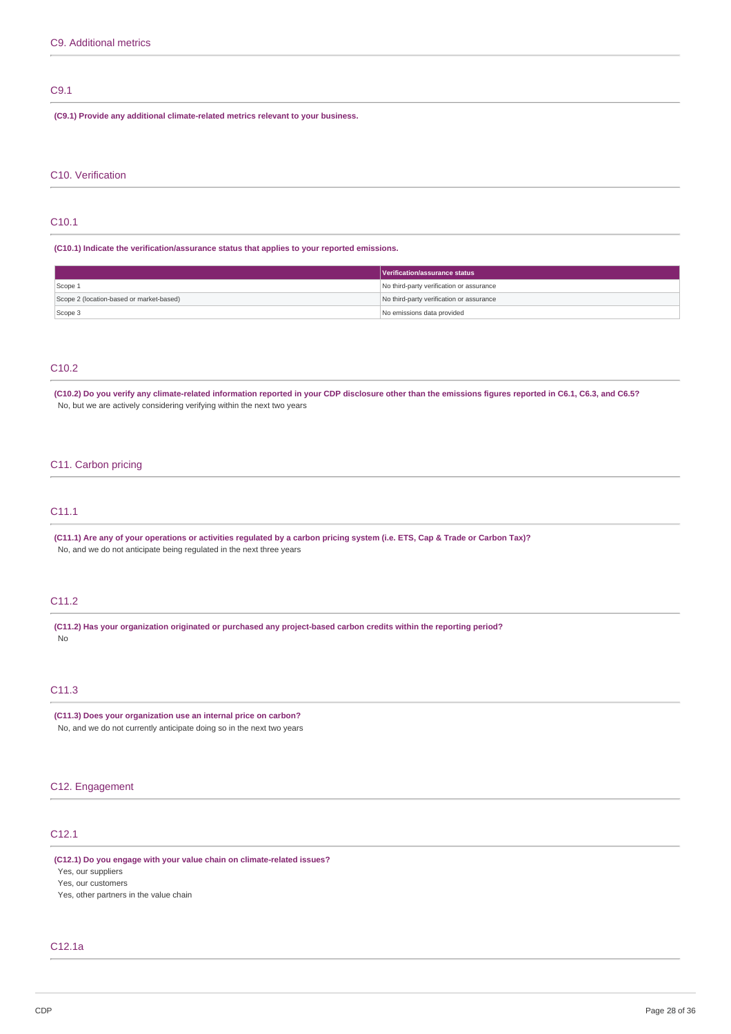## C9. Additional metrics

### C9.1

**(C9.1) Provide any additional climate-related metrics relevant to your business.**

## C10. Verification

### C10.1

**(C10.1) Indicate the verification/assurance status that applies to your reported emissions.**

| | Verification/assurance status |
|---|---|
| Scope 1 | No third-party verification or assurance |
| Scope 2 (location-based or market-based) | No third-party verification or assurance |
| Scope 3 | No emissions data provided |

### C10.2

**(C10.2) Do you verify any climate-related information reported in your CDP disclosure other than the emissions figures reported in C6.1, C6.3, and C6.5?**

No, but we are actively considering verifying within the next two years

## C11. Carbon pricing

### C11.1

**(C11.1) Are any of your operations or activities regulated by a carbon pricing system (i.e. ETS, Cap & Trade or Carbon Tax)?**

No, and we do not anticipate being regulated in the next three years

### C11.2

**(C11.2) Has your organization originated or purchased any project-based carbon credits within the reporting period?**

No

### C11.3

**(C11.3) Does your organization use an internal price on carbon?**

No, and we do not currently anticipate doing so in the next two years

## C12. Engagement

### C12.1

**(C12.1) Do you engage with your value chain on climate-related issues?**

Yes, our suppliers

Yes, our customers

Yes, other partners in the value chain

### C12.1a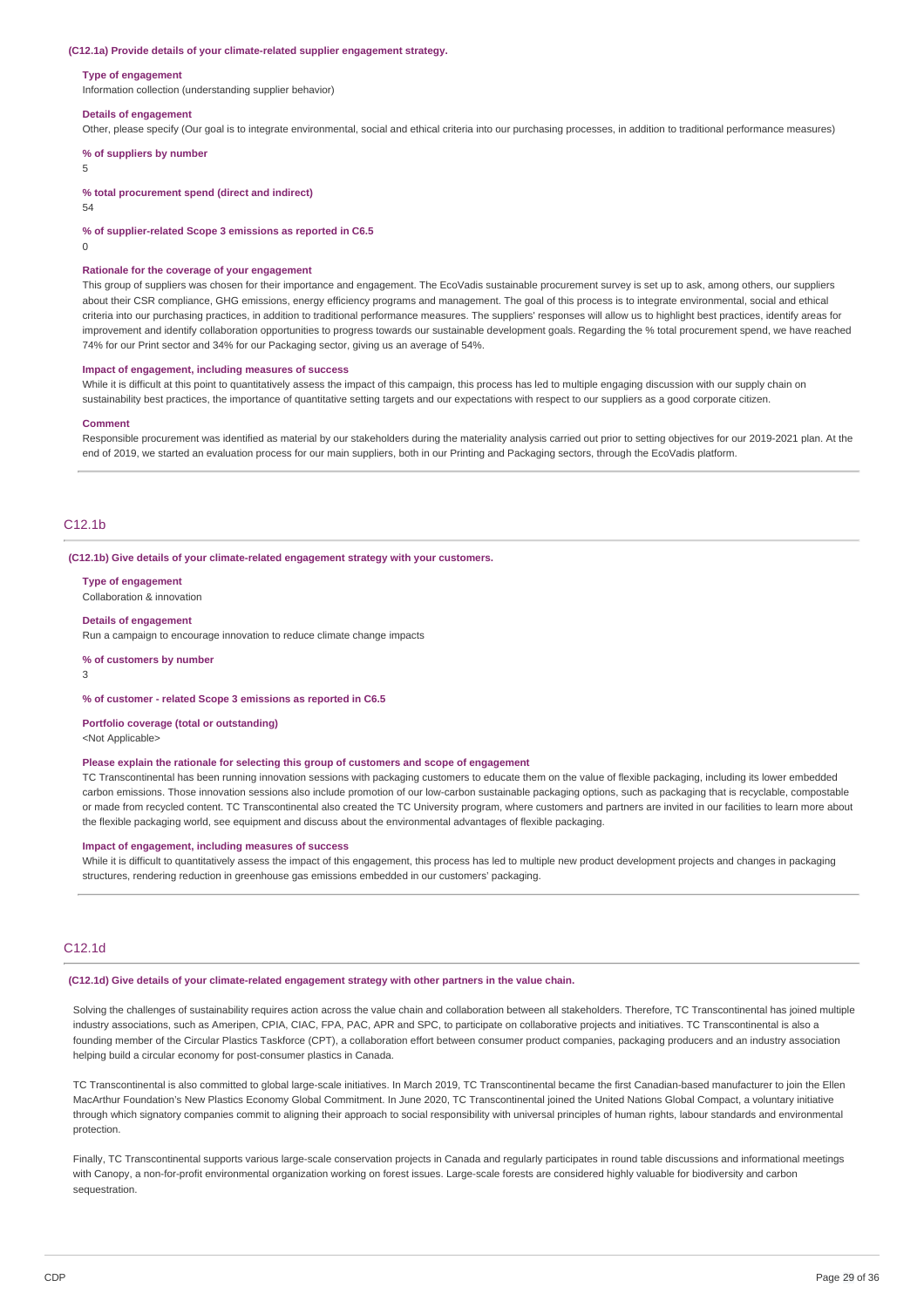**(C12.1a) Provide details of your climate-related supplier engagement strategy.**

**Type of engagement**
Information collection (understanding supplier behavior)

**Details of engagement**
Other, please specify (Our goal is to integrate environmental, social and ethical criteria into our purchasing processes, in addition to traditional performance measures)

**% of suppliers by number**
5

**% total procurement spend (direct and indirect)**
54

**% of supplier-related Scope 3 emissions as reported in C6.5**
0

**Rationale for the coverage of your engagement**
This group of suppliers was chosen for their importance and engagement. The EcoVadis sustainable procurement survey is set up to ask, among others, our suppliers about their CSR compliance, GHG emissions, energy efficiency programs and management. The goal of this process is to integrate environmental, social and ethical criteria into our purchasing practices, in addition to traditional performance measures. The suppliers' responses will allow us to highlight best practices, identify areas for improvement and identify collaboration opportunities to progress towards our sustainable development goals. Regarding the % total procurement spend, we have reached 74% for our Print sector and 34% for our Packaging sector, giving us an average of 54%.

**Impact of engagement, including measures of success**
While it is difficult at this point to quantitatively assess the impact of this campaign, this process has led to multiple engaging discussion with our supply chain on sustainability best practices, the importance of quantitative setting targets and our expectations with respect to our suppliers as a good corporate citizen.

**Comment**
Responsible procurement was identified as material by our stakeholders during the materiality analysis carried out prior to setting objectives for our 2019-2021 plan. At the end of 2019, we started an evaluation process for our main suppliers, both in our Printing and Packaging sectors, through the EcoVadis platform.

## C12.1b

**(C12.1b) Give details of your climate-related engagement strategy with your customers.**

**Type of engagement**
Collaboration & innovation

**Details of engagement**
Run a campaign to encourage innovation to reduce climate change impacts

**% of customers by number**
3

**% of customer - related Scope 3 emissions as reported in C6.5**

**Portfolio coverage (total or outstanding)**
<Not Applicable>

**Please explain the rationale for selecting this group of customers and scope of engagement**
TC Transcontinental has been running innovation sessions with packaging customers to educate them on the value of flexible packaging, including its lower embedded carbon emissions. Those innovation sessions also include promotion of our low-carbon sustainable packaging options, such as packaging that is recyclable, compostable or made from recycled content. TC Transcontinental also created the TC University program, where customers and partners are invited in our facilities to learn more about the flexible packaging world, see equipment and discuss about the environmental advantages of flexible packaging.

**Impact of engagement, including measures of success**
While it is difficult to quantitatively assess the impact of this engagement, this process has led to multiple new product development projects and changes in packaging structures, rendering reduction in greenhouse gas emissions embedded in our customers' packaging.

## C12.1d

**(C12.1d) Give details of your climate-related engagement strategy with other partners in the value chain.**

Solving the challenges of sustainability requires action across the value chain and collaboration between all stakeholders. Therefore, TC Transcontinental has joined multiple industry associations, such as Ameripen, CPIA, CIAC, FPA, PAC, APR and SPC, to participate on collaborative projects and initiatives. TC Transcontinental is also a founding member of the Circular Plastics Taskforce (CPT), a collaboration effort between consumer product companies, packaging producers and an industry association helping build a circular economy for post-consumer plastics in Canada.

TC Transcontinental is also committed to global large-scale initiatives. In March 2019, TC Transcontinental became the first Canadian-based manufacturer to join the Ellen MacArthur Foundation's New Plastics Economy Global Commitment. In June 2020, TC Transcontinental joined the United Nations Global Compact, a voluntary initiative through which signatory companies commit to aligning their approach to social responsibility with universal principles of human rights, labour standards and environmental protection.

Finally, TC Transcontinental supports various large-scale conservation projects in Canada and regularly participates in round table discussions and informational meetings with Canopy, a non-for-profit environmental organization working on forest issues. Large-scale forests are considered highly valuable for biodiversity and carbon sequestration.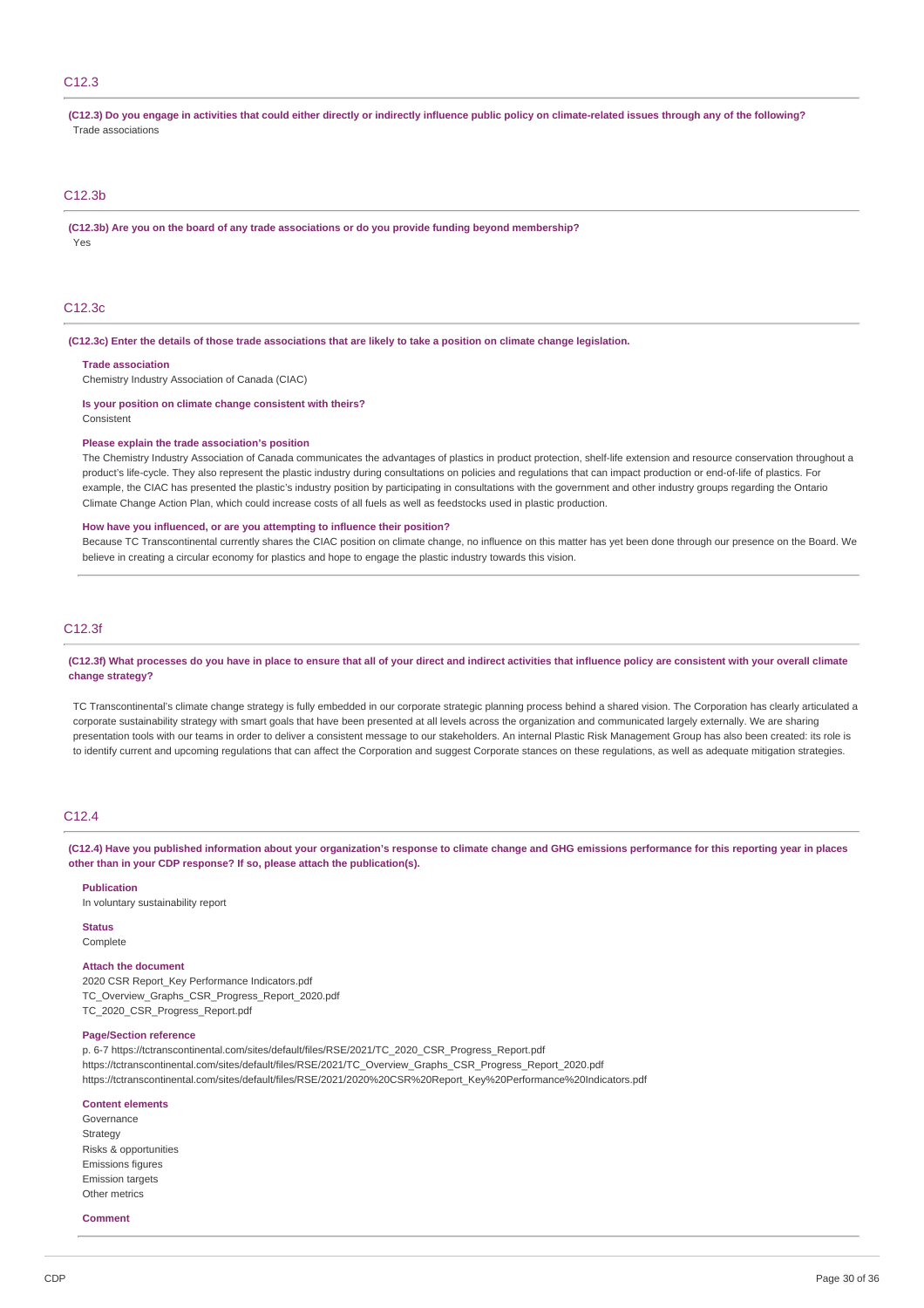## C12.3

**(C12.3) Do you engage in activities that could either directly or indirectly influence public policy on climate-related issues through any of the following?**

Trade associations

## C12.3b

**(C12.3b) Are you on the board of any trade associations or do you provide funding beyond membership?**

Yes

## C12.3c

**(C12.3c) Enter the details of those trade associations that are likely to take a position on climate change legislation.**

**Trade association**

Chemistry Industry Association of Canada (CIAC)

**Is your position on climate change consistent with theirs?**

Consistent

**Please explain the trade association's position**

The Chemistry Industry Association of Canada communicates the advantages of plastics in product protection, shelf-life extension and resource conservation throughout a product's life-cycle. They also represent the plastic industry during consultations on policies and regulations that can impact production or end-of-life of plastics. For example, the CIAC has presented the plastic's industry position by participating in consultations with the government and other industry groups regarding the Ontario Climate Change Action Plan, which could increase costs of all fuels as well as feedstocks used in plastic production.

**How have you influenced, or are you attempting to influence their position?**

Because TC Transcontinental currently shares the CIAC position on climate change, no influence on this matter has yet been done through our presence on the Board. We believe in creating a circular economy for plastics and hope to engage the plastic industry towards this vision.

## C12.3f

**(C12.3f) What processes do you have in place to ensure that all of your direct and indirect activities that influence policy are consistent with your overall climate change strategy?**

TC Transcontinental's climate change strategy is fully embedded in our corporate strategic planning process behind a shared vision. The Corporation has clearly articulated a corporate sustainability strategy with smart goals that have been presented at all levels across the organization and communicated largely externally. We are sharing presentation tools with our teams in order to deliver a consistent message to our stakeholders. An internal Plastic Risk Management Group has also been created: its role is to identify current and upcoming regulations that can affect the Corporation and suggest Corporate stances on these regulations, as well as adequate mitigation strategies.

## C12.4

**(C12.4) Have you published information about your organization's response to climate change and GHG emissions performance for this reporting year in places other than in your CDP response? If so, please attach the publication(s).**

**Publication**

In voluntary sustainability report

**Status**

Complete

**Attach the document**

2020 CSR Report_Key Performance Indicators.pdf
TC_Overview_Graphs_CSR_Progress_Report_2020.pdf
TC_2020_CSR_Progress_Report.pdf

**Page/Section reference**

p. 6-7 https://tctranscontinental.com/sites/default/files/RSE/2021/TC_2020_CSR_Progress_Report.pdf
https://tctranscontinental.com/sites/default/files/RSE/2021/TC_Overview_Graphs_CSR_Progress_Report_2020.pdf
https://tctranscontinental.com/sites/default/files/RSE/2021/2020%20CSR%20Report_Key%20Performance%20Indicators.pdf

**Content elements**

Governance
Strategy
Risks & opportunities
Emissions figures
Emission targets
Other metrics

**Comment**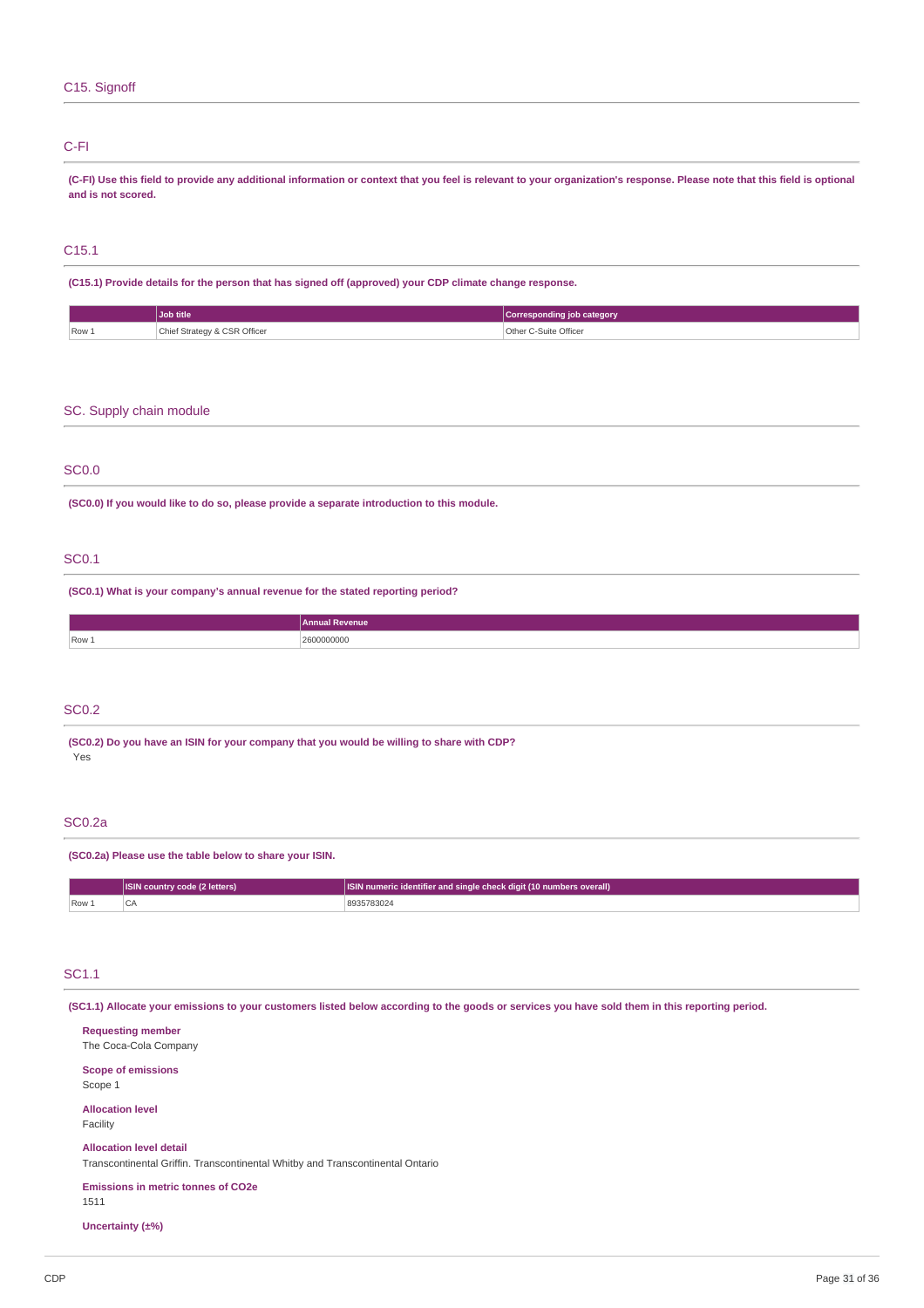## C15. Signoff

### C-FI

**(C-FI) Use this field to provide any additional information or context that you feel is relevant to your organization's response. Please note that this field is optional and is not scored.**

### C15.1

**(C15.1) Provide details for the person that has signed off (approved) your CDP climate change response.**

| | Job title | Corresponding job category |
|---|---|---|
| Row 1 | Chief Strategy & CSR Officer | Other C-Suite Officer |

## SC. Supply chain module

### SC0.0

**(SC0.0) If you would like to do so, please provide a separate introduction to this module.**

### SC0.1

**(SC0.1) What is your company's annual revenue for the stated reporting period?**

| | Annual Revenue |
|---|---|
| Row 1 | 2600000000 |

### SC0.2

**(SC0.2) Do you have an ISIN for your company that you would be willing to share with CDP?**

Yes

### SC0.2a

**(SC0.2a) Please use the table below to share your ISIN.**

| | ISIN country code (2 letters) | ISIN numeric identifier and single check digit (10 numbers overall) |
|---|---|---|
| Row 1 | CA | 8935783024 |

### SC1.1

**(SC1.1) Allocate your emissions to your customers listed below according to the goods or services you have sold them in this reporting period.**

**Requesting member**
The Coca-Cola Company

**Scope of emissions**
Scope 1

**Allocation level**
Facility

**Allocation level detail**
Transcontinental Griffin. Transcontinental Whitby and Transcontinental Ontario

**Emissions in metric tonnes of CO2e**
1511

**Uncertainty (±%)**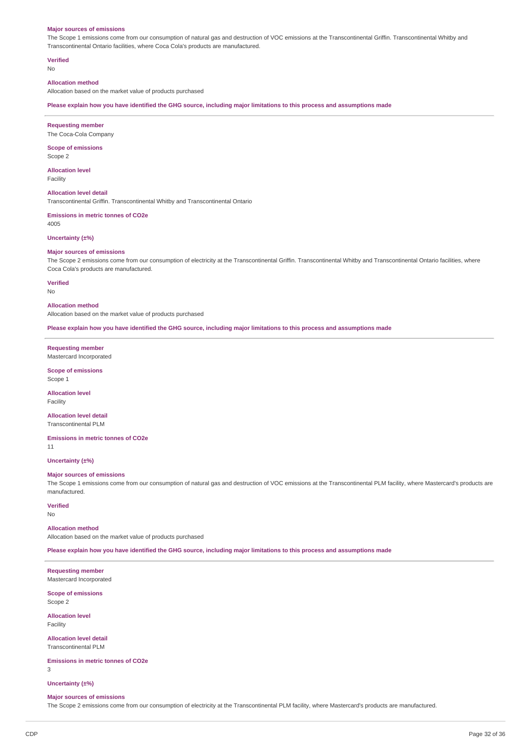**Major sources of emissions**

The Scope 1 emissions come from our consumption of natural gas and destruction of VOC emissions at the Transcontinental Griffin. Transcontinental Whitby and Transcontinental Ontario facilities, where Coca Cola's products are manufactured.

**Verified**

No

**Allocation method**

Allocation based on the market value of products purchased

**Please explain how you have identified the GHG source, including major limitations to this process and assumptions made**

---

**Requesting member**

The Coca-Cola Company

**Scope of emissions**

Scope 2

**Allocation level**

Facility

**Allocation level detail**

Transcontinental Griffin. Transcontinental Whitby and Transcontinental Ontario

**Emissions in metric tonnes of CO2e**

4005

**Uncertainty (±%)**

**Major sources of emissions**

The Scope 2 emissions come from our consumption of electricity at the Transcontinental Griffin. Transcontinental Whitby and Transcontinental Ontario facilities, where Coca Cola's products are manufactured.

**Verified**

No

**Allocation method**

Allocation based on the market value of products purchased

**Please explain how you have identified the GHG source, including major limitations to this process and assumptions made**

---

**Requesting member**

Mastercard Incorporated

**Scope of emissions**

Scope 1

**Allocation level**

Facility

**Allocation level detail**

Transcontinental PLM

**Emissions in metric tonnes of CO2e**

11

**Uncertainty (±%)**

**Major sources of emissions**

The Scope 1 emissions come from our consumption of natural gas and destruction of VOC emissions at the Transcontinental PLM facility, where Mastercard's products are manufactured.

**Verified**

No

**Allocation method**

Allocation based on the market value of products purchased

**Please explain how you have identified the GHG source, including major limitations to this process and assumptions made**

---

**Requesting member**

Mastercard Incorporated

**Scope of emissions**

Scope 2

**Allocation level**

Facility

**Allocation level detail**

Transcontinental PLM

**Emissions in metric tonnes of CO2e**

3

**Uncertainty (±%)**

**Major sources of emissions**

The Scope 2 emissions come from our consumption of electricity at the Transcontinental PLM facility, where Mastercard's products are manufactured.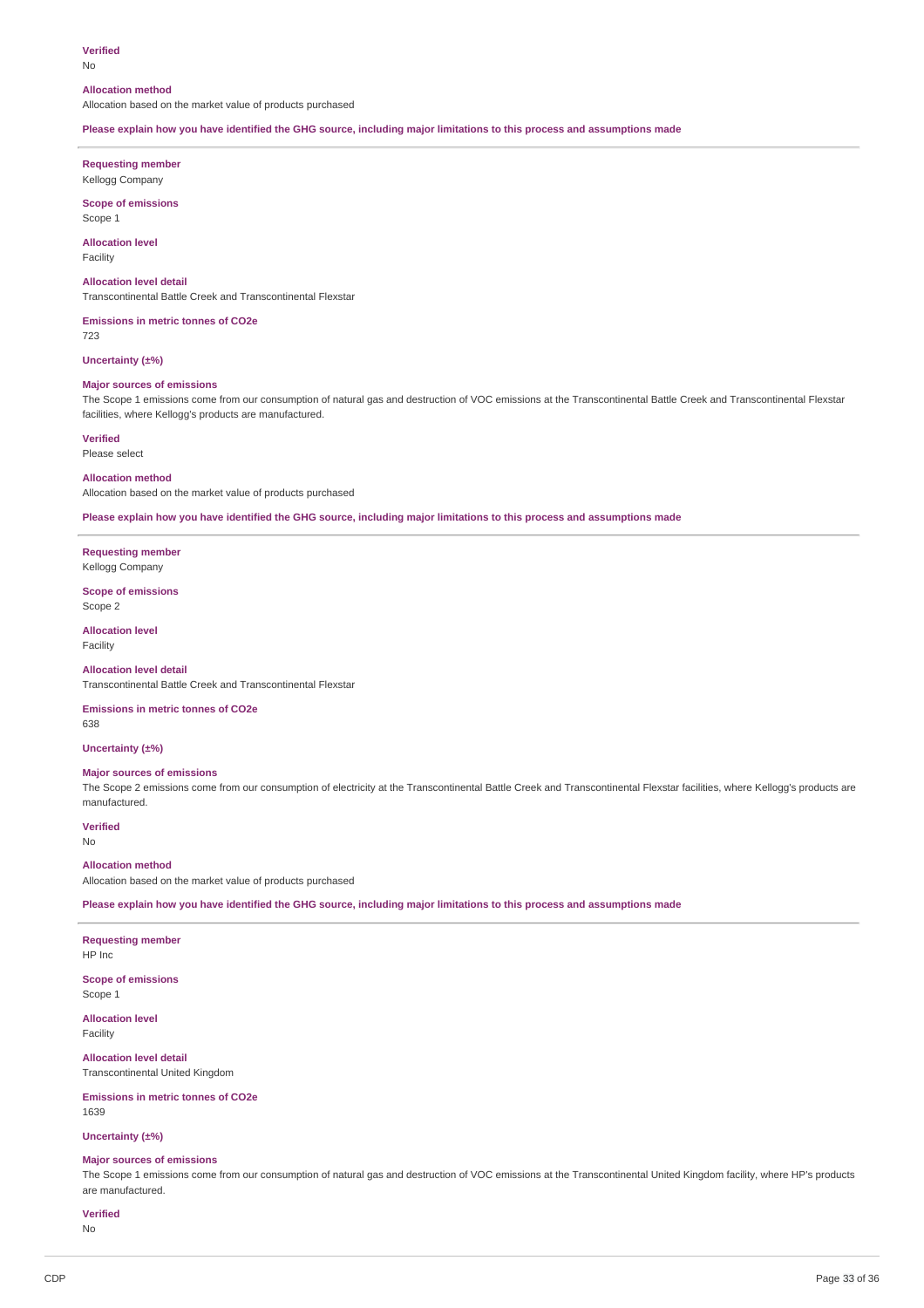**Verified**
No

**Allocation method**
Allocation based on the market value of products purchased

**Please explain how you have identified the GHG source, including major limitations to this process and assumptions made**

---

**Requesting member**
Kellogg Company

**Scope of emissions**
Scope 1

**Allocation level**
Facility

**Allocation level detail**
Transcontinental Battle Creek and Transcontinental Flexstar

**Emissions in metric tonnes of CO2e**
723

**Uncertainty (±%)**

**Major sources of emissions**
The Scope 1 emissions come from our consumption of natural gas and destruction of VOC emissions at the Transcontinental Battle Creek and Transcontinental Flexstar facilities, where Kellogg's products are manufactured.

**Verified**
Please select

**Allocation method**
Allocation based on the market value of products purchased

**Please explain how you have identified the GHG source, including major limitations to this process and assumptions made**

---

**Requesting member**
Kellogg Company

**Scope of emissions**
Scope 2

**Allocation level**
Facility

**Allocation level detail**
Transcontinental Battle Creek and Transcontinental Flexstar

**Emissions in metric tonnes of CO2e**
638

**Uncertainty (±%)**

**Major sources of emissions**
The Scope 2 emissions come from our consumption of electricity at the Transcontinental Battle Creek and Transcontinental Flexstar facilities, where Kellogg's products are manufactured.

**Verified**
No

**Allocation method**
Allocation based on the market value of products purchased

**Please explain how you have identified the GHG source, including major limitations to this process and assumptions made**

---

**Requesting member**
HP Inc

**Scope of emissions**
Scope 1

**Allocation level**
Facility

**Allocation level detail**
Transcontinental United Kingdom

**Emissions in metric tonnes of CO2e**
1639

**Uncertainty (±%)**

**Major sources of emissions**
The Scope 1 emissions come from our consumption of natural gas and destruction of VOC emissions at the Transcontinental United Kingdom facility, where HP's products are manufactured.

**Verified**
No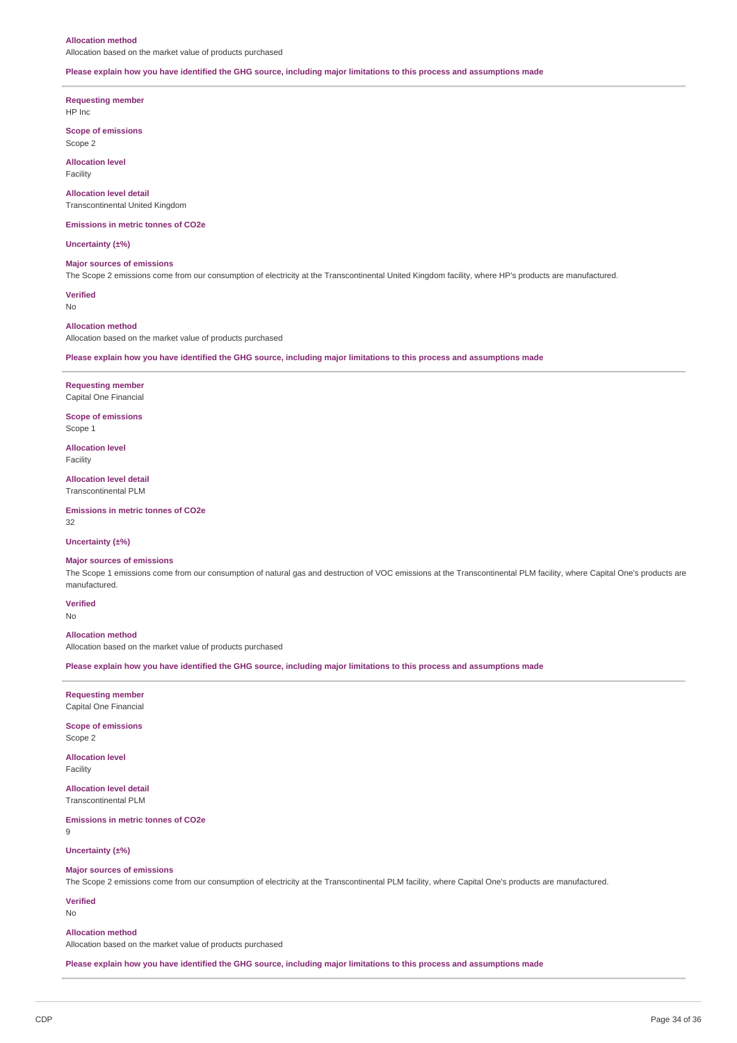**Allocation method**

Allocation based on the market value of products purchased

**Please explain how you have identified the GHG source, including major limitations to this process and assumptions made**

---

**Requesting member**

HP Inc

**Scope of emissions**

Scope 2

**Allocation level**

Facility

**Allocation level detail**

Transcontinental United Kingdom

**Emissions in metric tonnes of CO2e**

**Uncertainty (±%)**

**Major sources of emissions**

The Scope 2 emissions come from our consumption of electricity at the Transcontinental United Kingdom facility, where HP's products are manufactured.

**Verified**

No

**Allocation method**

Allocation based on the market value of products purchased

**Please explain how you have identified the GHG source, including major limitations to this process and assumptions made**

---

**Requesting member**

Capital One Financial

**Scope of emissions**

Scope 1

**Allocation level**

Facility

**Allocation level detail**

Transcontinental PLM

**Emissions in metric tonnes of CO2e**

32

**Uncertainty (±%)**

**Major sources of emissions**

The Scope 1 emissions come from our consumption of natural gas and destruction of VOC emissions at the Transcontinental PLM facility, where Capital One's products are manufactured.

**Verified**

No

**Allocation method**

Allocation based on the market value of products purchased

**Please explain how you have identified the GHG source, including major limitations to this process and assumptions made**

---

**Requesting member**

Capital One Financial

**Scope of emissions**

Scope 2

**Allocation level**

Facility

**Allocation level detail**

Transcontinental PLM

**Emissions in metric tonnes of CO2e**

9

**Uncertainty (±%)**

**Major sources of emissions**

The Scope 2 emissions come from our consumption of electricity at the Transcontinental PLM facility, where Capital One's products are manufactured.

**Verified**

No

**Allocation method**

Allocation based on the market value of products purchased

**Please explain how you have identified the GHG source, including major limitations to this process and assumptions made**

---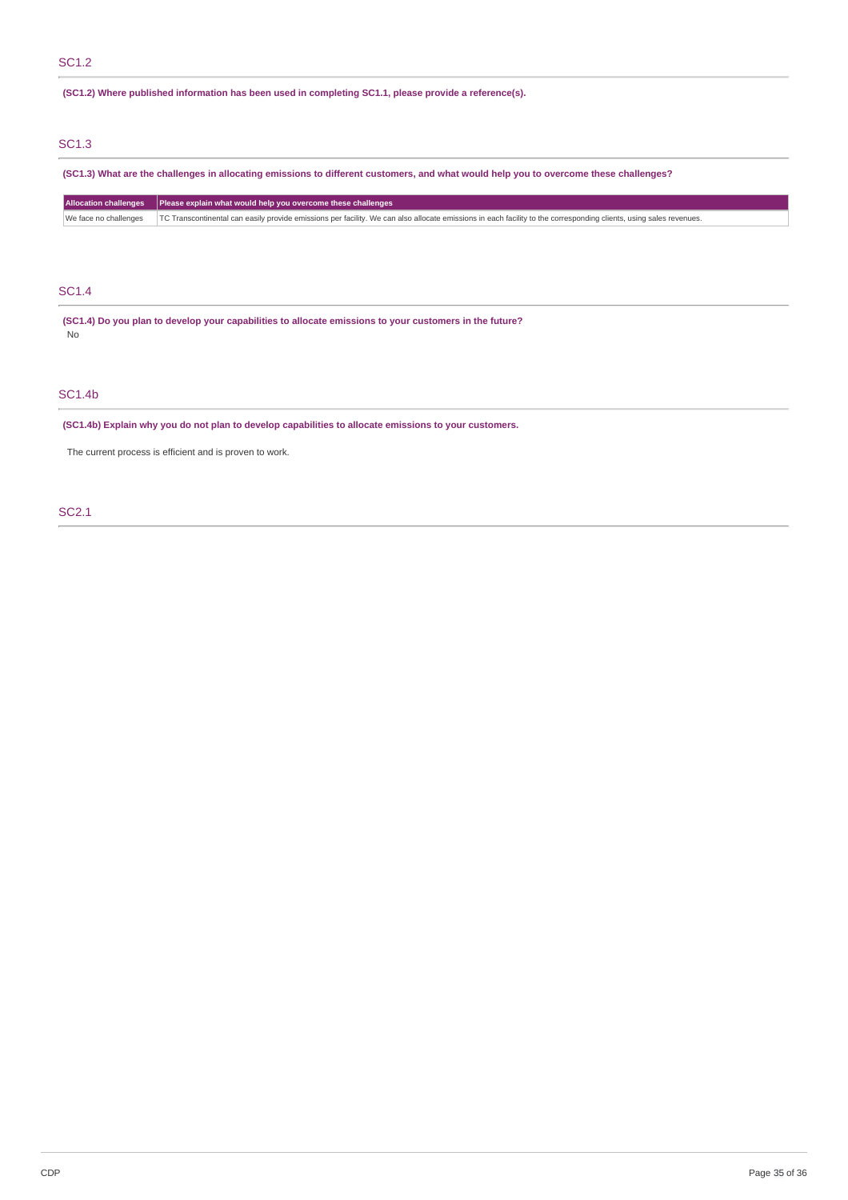## SC1.2

**(SC1.2) Where published information has been used in completing SC1.1, please provide a reference(s).**

## SC1.3

**(SC1.3) What are the challenges in allocating emissions to different customers, and what would help you to overcome these challenges?**

| Allocation challenges | Please explain what would help you overcome these challenges |
|---|---|
| We face no challenges | TC Transcontinental can easily provide emissions per facility. We can also allocate emissions in each facility to the corresponding clients, using sales revenues. |

## SC1.4

**(SC1.4) Do you plan to develop your capabilities to allocate emissions to your customers in the future?**

No

## SC1.4b

**(SC1.4b) Explain why you do not plan to develop capabilities to allocate emissions to your customers.**

The current process is efficient and is proven to work.

## SC2.1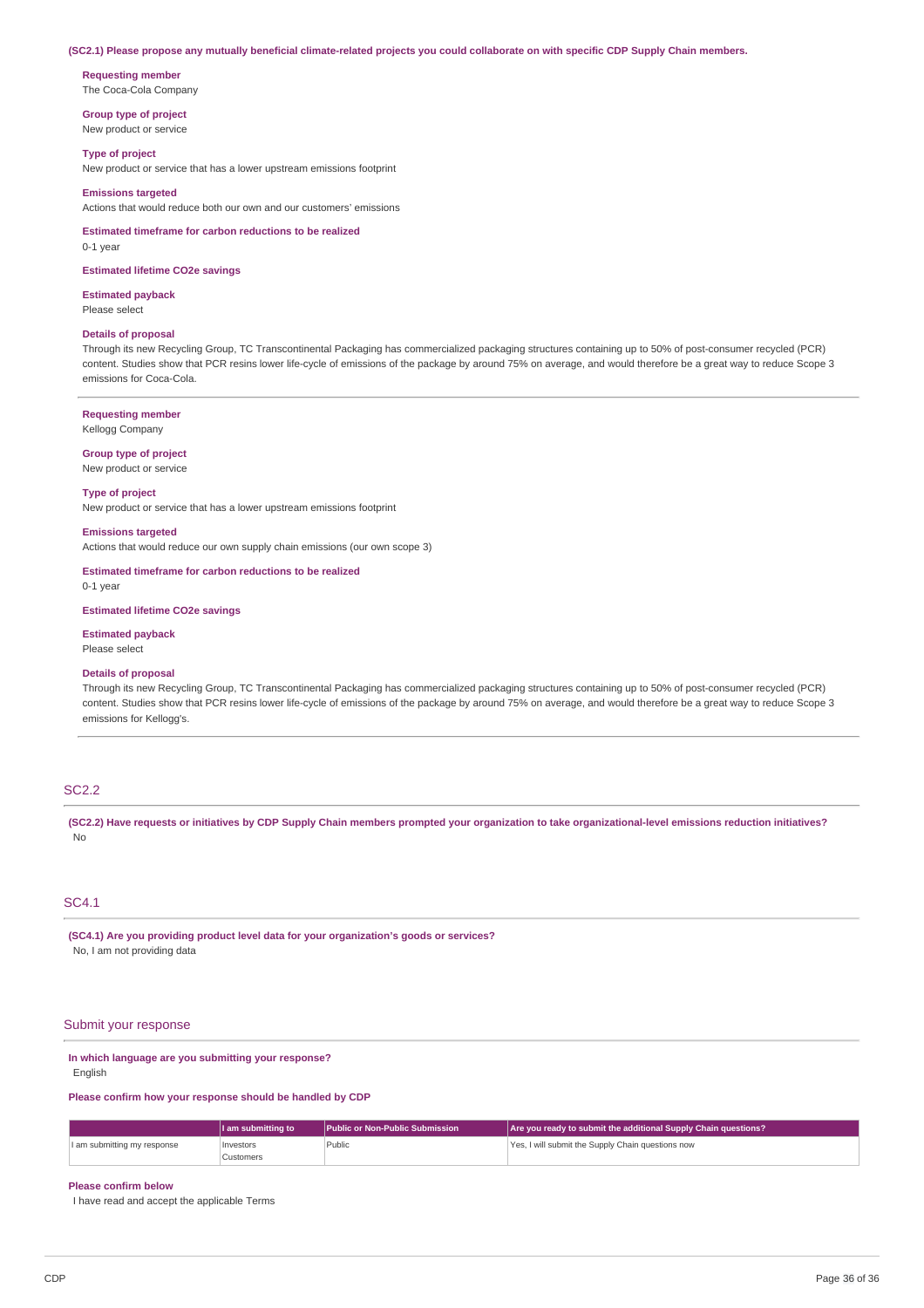**(SC2.1) Please propose any mutually beneficial climate-related projects you could collaborate on with specific CDP Supply Chain members.**

**Requesting member**
The Coca-Cola Company

**Group type of project**
New product or service

**Type of project**
New product or service that has a lower upstream emissions footprint

**Emissions targeted**
Actions that would reduce both our own and our customers' emissions

**Estimated timeframe for carbon reductions to be realized**
0-1 year

**Estimated lifetime CO2e savings**

**Estimated payback**
Please select

**Details of proposal**
Through its new Recycling Group, TC Transcontinental Packaging has commercialized packaging structures containing up to 50% of post-consumer recycled (PCR) content. Studies show that PCR resins lower life-cycle of emissions of the package by around 75% on average, and would therefore be a great way to reduce Scope 3 emissions for Coca-Cola.

---

**Requesting member**
Kellogg Company

**Group type of project**
New product or service

**Type of project**
New product or service that has a lower upstream emissions footprint

**Emissions targeted**
Actions that would reduce our own supply chain emissions (our own scope 3)

**Estimated timeframe for carbon reductions to be realized**
0-1 year

**Estimated lifetime CO2e savings**

**Estimated payback**
Please select

**Details of proposal**
Through its new Recycling Group, TC Transcontinental Packaging has commercialized packaging structures containing up to 50% of post-consumer recycled (PCR) content. Studies show that PCR resins lower life-cycle of emissions of the package by around 75% on average, and would therefore be a great way to reduce Scope 3 emissions for Kellogg's.

---

## SC2.2

**(SC2.2) Have requests or initiatives by CDP Supply Chain members prompted your organization to take organizational-level emissions reduction initiatives?**
No

## SC4.1

**(SC4.1) Are you providing product level data for your organization's goods or services?**
No, I am not providing data

## Submit your response

**In which language are you submitting your response?**
English

**Please confirm how your response should be handled by CDP**

| | I am submitting to | Public or Non-Public Submission | Are you ready to submit the additional Supply Chain questions? |
|---|---|---|---|
| I am submitting my response | Investors<br>Customers | Public | Yes, I will submit the Supply Chain questions now |

**Please confirm below**
I have read and accept the applicable Terms